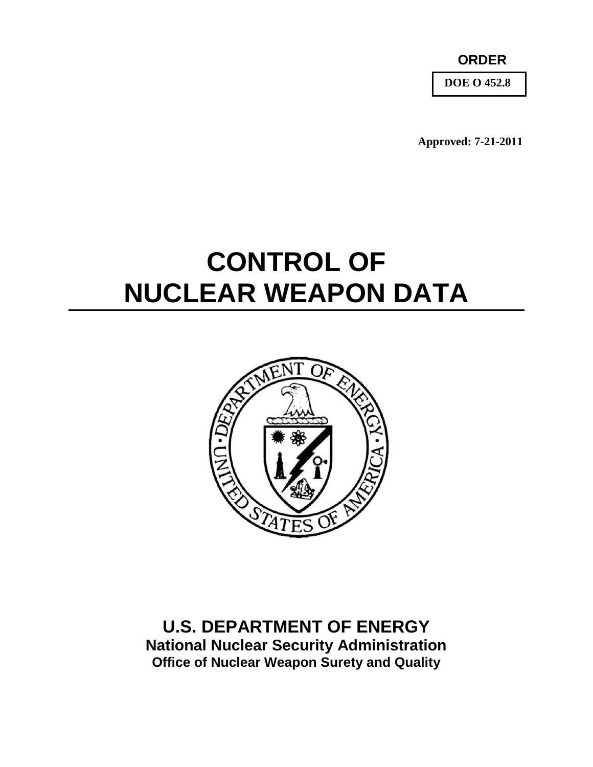**ORDER**

**DOE O 452.8**

**Approved: 7-21-2011**

# CONTROL OF NUCLEAR WEAPON DATA

**U.S. DEPARTMENT OF ENERGY**

**National Nuclear Security Administration**

**Office of Nuclear Weapon Surety and Quality**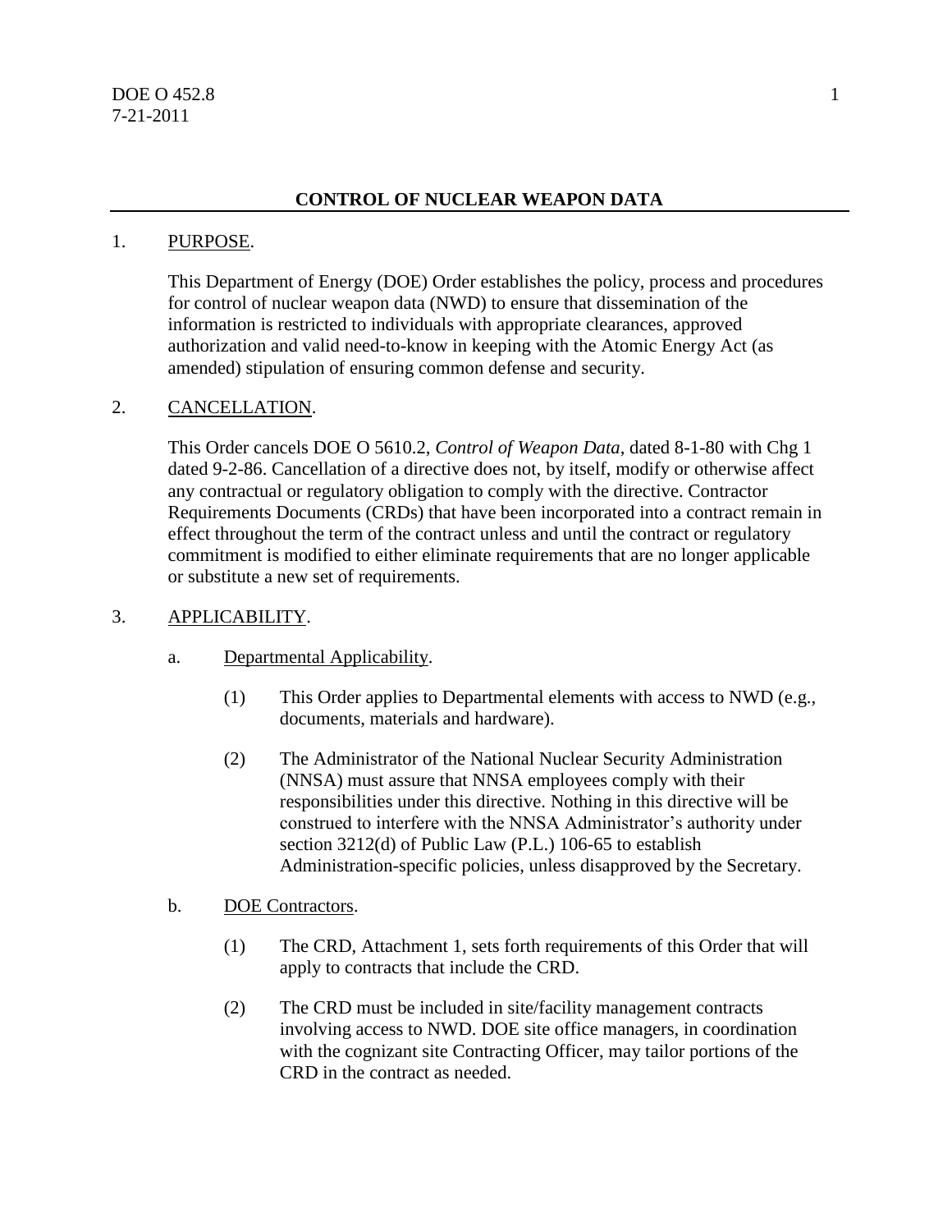## CONTROL OF NUCLEAR WEAPON DATA

1. PURPOSE.

   This Department of Energy (DOE) Order establishes the policy, process and procedures for control of nuclear weapon data (NWD) to ensure that dissemination of the information is restricted to individuals with appropriate clearances, approved authorization and valid need-to-know in keeping with the Atomic Energy Act (as amended) stipulation of ensuring common defense and security.

2. CANCELLATION.

   This Order cancels DOE O 5610.2, *Control of Weapon Data*, dated 8-1-80 with Chg 1 dated 9-2-86. Cancellation of a directive does not, by itself, modify or otherwise affect any contractual or regulatory obligation to comply with the directive. Contractor Requirements Documents (CRDs) that have been incorporated into a contract remain in effect throughout the term of the contract unless and until the contract or regulatory commitment is modified to either eliminate requirements that are no longer applicable or substitute a new set of requirements.

3. APPLICABILITY.

   a. Departmental Applicability.

      (1) This Order applies to Departmental elements with access to NWD (e.g., documents, materials and hardware).

      (2) The Administrator of the National Nuclear Security Administration (NNSA) must assure that NNSA employees comply with their responsibilities under this directive. Nothing in this directive will be construed to interfere with the NNSA Administrator's authority under section 3212(d) of Public Law (P.L.) 106-65 to establish Administration-specific policies, unless disapproved by the Secretary.

   b. DOE Contractors.

      (1) The CRD, Attachment 1, sets forth requirements of this Order that will apply to contracts that include the CRD.

      (2) The CRD must be included in site/facility management contracts involving access to NWD. DOE site office managers, in coordination with the cognizant site Contracting Officer, may tailor portions of the CRD in the contract as needed.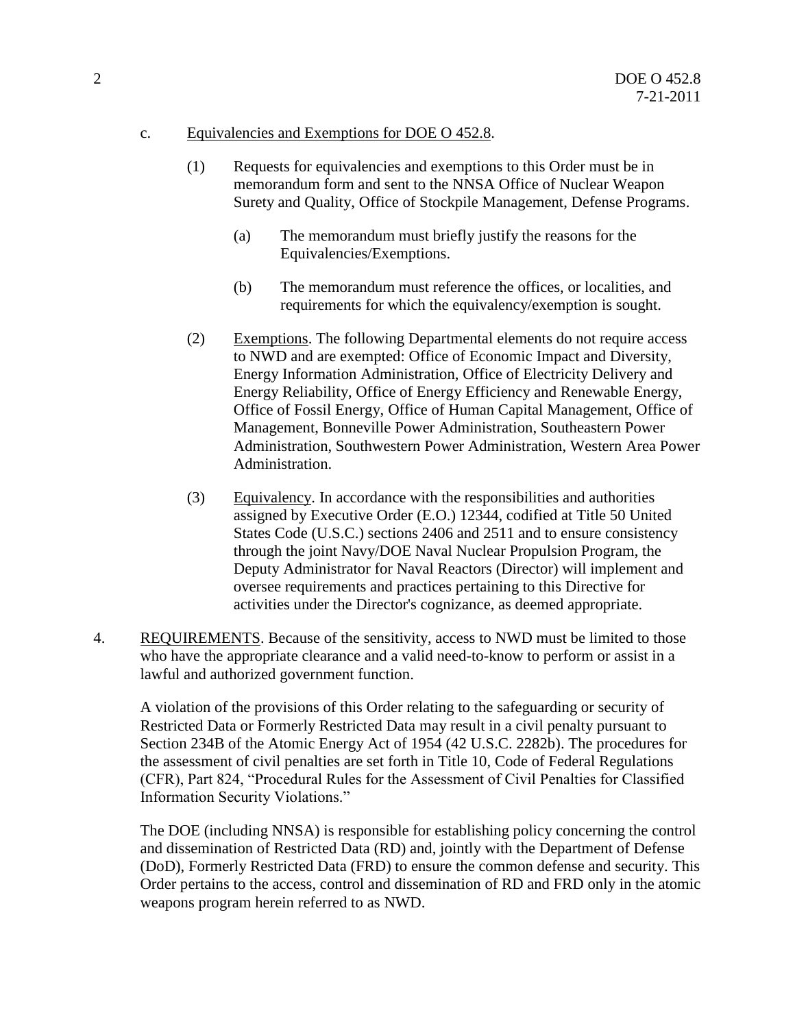c. <u>Equivalencies and Exemptions for DOE O 452.8</u>.

(1) Requests for equivalencies and exemptions to this Order must be in memorandum form and sent to the NNSA Office of Nuclear Weapon Surety and Quality, Office of Stockpile Management, Defense Programs.

(a) The memorandum must briefly justify the reasons for the Equivalencies/Exemptions.

(b) The memorandum must reference the offices, or localities, and requirements for which the equivalency/exemption is sought.

(2) <u>Exemptions</u>. The following Departmental elements do not require access to NWD and are exempted: Office of Economic Impact and Diversity, Energy Information Administration, Office of Electricity Delivery and Energy Reliability, Office of Energy Efficiency and Renewable Energy, Office of Fossil Energy, Office of Human Capital Management, Office of Management, Bonneville Power Administration, Southeastern Power Administration, Southwestern Power Administration, Western Area Power Administration.

(3) <u>Equivalency</u>. In accordance with the responsibilities and authorities assigned by Executive Order (E.O.) 12344, codified at Title 50 United States Code (U.S.C.) sections 2406 and 2511 and to ensure consistency through the joint Navy/DOE Naval Nuclear Propulsion Program, the Deputy Administrator for Naval Reactors (Director) will implement and oversee requirements and practices pertaining to this Directive for activities under the Director's cognizance, as deemed appropriate.

4. <u>REQUIREMENTS</u>. Because of the sensitivity, access to NWD must be limited to those who have the appropriate clearance and a valid need-to-know to perform or assist in a lawful and authorized government function.

A violation of the provisions of this Order relating to the safeguarding or security of Restricted Data or Formerly Restricted Data may result in a civil penalty pursuant to Section 234B of the Atomic Energy Act of 1954 (42 U.S.C. 2282b). The procedures for the assessment of civil penalties are set forth in Title 10, Code of Federal Regulations (CFR), Part 824, "Procedural Rules for the Assessment of Civil Penalties for Classified Information Security Violations."

The DOE (including NNSA) is responsible for establishing policy concerning the control and dissemination of Restricted Data (RD) and, jointly with the Department of Defense (DoD), Formerly Restricted Data (FRD) to ensure the common defense and security. This Order pertains to the access, control and dissemination of RD and FRD only in the atomic weapons program herein referred to as NWD.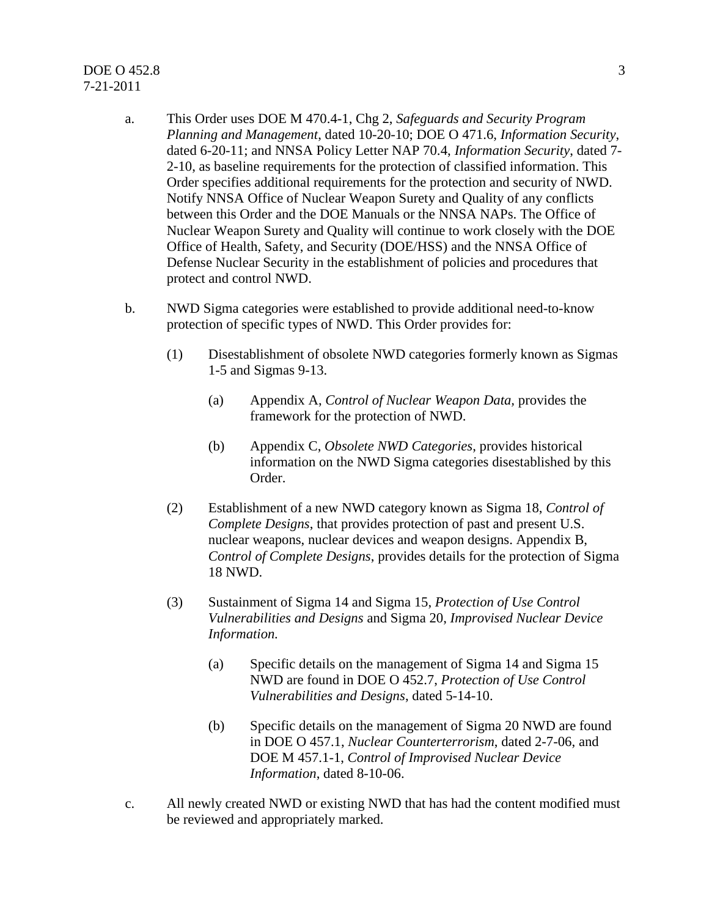a. This Order uses DOE M 470.4-1, Chg 2, *Safeguards and Security Program Planning and Management*, dated 10-20-10; DOE O 471.6, *Information Security*, dated 6-20-11; and NNSA Policy Letter NAP 70.4, *Information Security*, dated 7-2-10, as baseline requirements for the protection of classified information. This Order specifies additional requirements for the protection and security of NWD. Notify NNSA Office of Nuclear Weapon Surety and Quality of any conflicts between this Order and the DOE Manuals or the NNSA NAPs. The Office of Nuclear Weapon Surety and Quality will continue to work closely with the DOE Office of Health, Safety, and Security (DOE/HSS) and the NNSA Office of Defense Nuclear Security in the establishment of policies and procedures that protect and control NWD.

b. NWD Sigma categories were established to provide additional need-to-know protection of specific types of NWD. This Order provides for:

   (1) Disestablishment of obsolete NWD categories formerly known as Sigmas 1-5 and Sigmas 9-13.

      (a) Appendix A, *Control of Nuclear Weapon Data,* provides the framework for the protection of NWD.

      (b) Appendix C, *Obsolete NWD Categories*, provides historical information on the NWD Sigma categories disestablished by this Order.

   (2) Establishment of a new NWD category known as Sigma 18, *Control of Complete Designs*, that provides protection of past and present U.S. nuclear weapons, nuclear devices and weapon designs. Appendix B, *Control of Complete Designs*, provides details for the protection of Sigma 18 NWD.

   (3) Sustainment of Sigma 14 and Sigma 15, *Protection of Use Control Vulnerabilities and Designs* and Sigma 20, *Improvised Nuclear Device Information.*

      (a) Specific details on the management of Sigma 14 and Sigma 15 NWD are found in DOE O 452.7, *Protection of Use Control Vulnerabilities and Designs*, dated 5-14-10.

      (b) Specific details on the management of Sigma 20 NWD are found in DOE O 457.1, *Nuclear Counterterrorism*, dated 2-7-06, and DOE M 457.1-1, *Control of Improvised Nuclear Device Information*, dated 8-10-06.

c. All newly created NWD or existing NWD that has had the content modified must be reviewed and appropriately marked.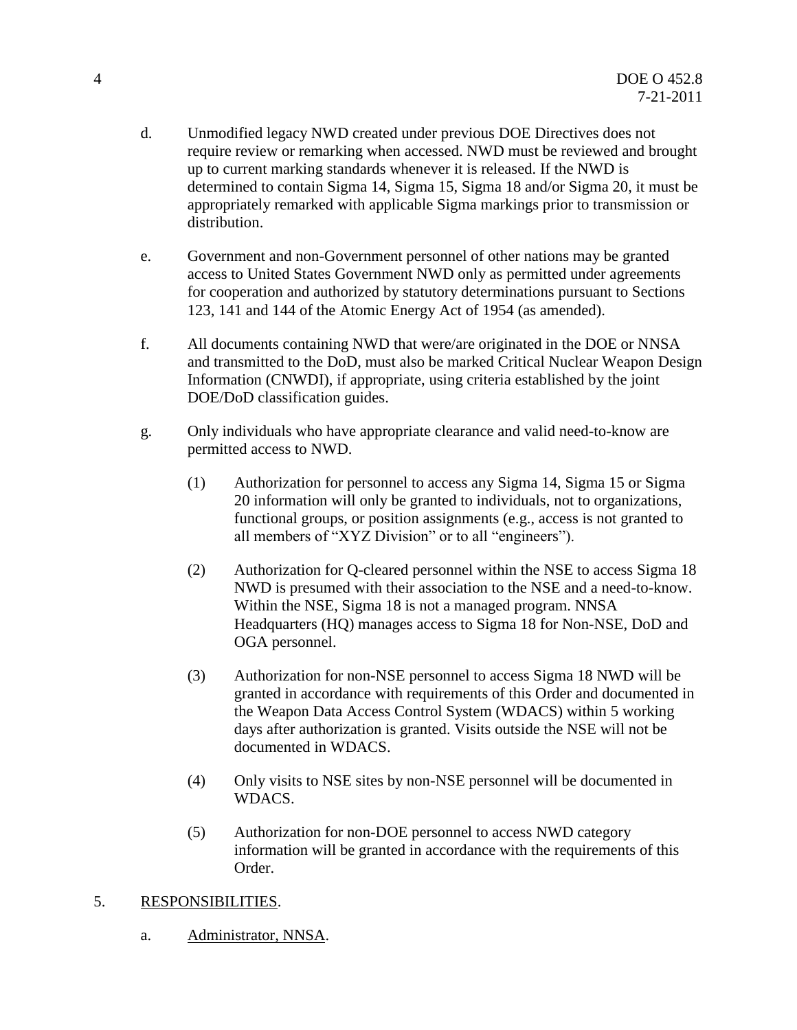d. Unmodified legacy NWD created under previous DOE Directives does not require review or remarking when accessed. NWD must be reviewed and brought up to current marking standards whenever it is released. If the NWD is determined to contain Sigma 14, Sigma 15, Sigma 18 and/or Sigma 20, it must be appropriately remarked with applicable Sigma markings prior to transmission or distribution.

e. Government and non-Government personnel of other nations may be granted access to United States Government NWD only as permitted under agreements for cooperation and authorized by statutory determinations pursuant to Sections 123, 141 and 144 of the Atomic Energy Act of 1954 (as amended).

f. All documents containing NWD that were/are originated in the DOE or NNSA and transmitted to the DoD, must also be marked Critical Nuclear Weapon Design Information (CNWDI), if appropriate, using criteria established by the joint DOE/DoD classification guides.

g. Only individuals who have appropriate clearance and valid need-to-know are permitted access to NWD.

(1) Authorization for personnel to access any Sigma 14, Sigma 15 or Sigma 20 information will only be granted to individuals, not to organizations, functional groups, or position assignments (e.g., access is not granted to all members of "XYZ Division" or to all "engineers").

(2) Authorization for Q-cleared personnel within the NSE to access Sigma 18 NWD is presumed with their association to the NSE and a need-to-know. Within the NSE, Sigma 18 is not a managed program. NNSA Headquarters (HQ) manages access to Sigma 18 for Non-NSE, DoD and OGA personnel.

(3) Authorization for non-NSE personnel to access Sigma 18 NWD will be granted in accordance with requirements of this Order and documented in the Weapon Data Access Control System (WDACS) within 5 working days after authorization is granted. Visits outside the NSE will not be documented in WDACS.

(4) Only visits to NSE sites by non-NSE personnel will be documented in WDACS.

(5) Authorization for non-DOE personnel to access NWD category information will be granted in accordance with the requirements of this Order.

5. RESPONSIBILITIES.

a. Administrator, NNSA.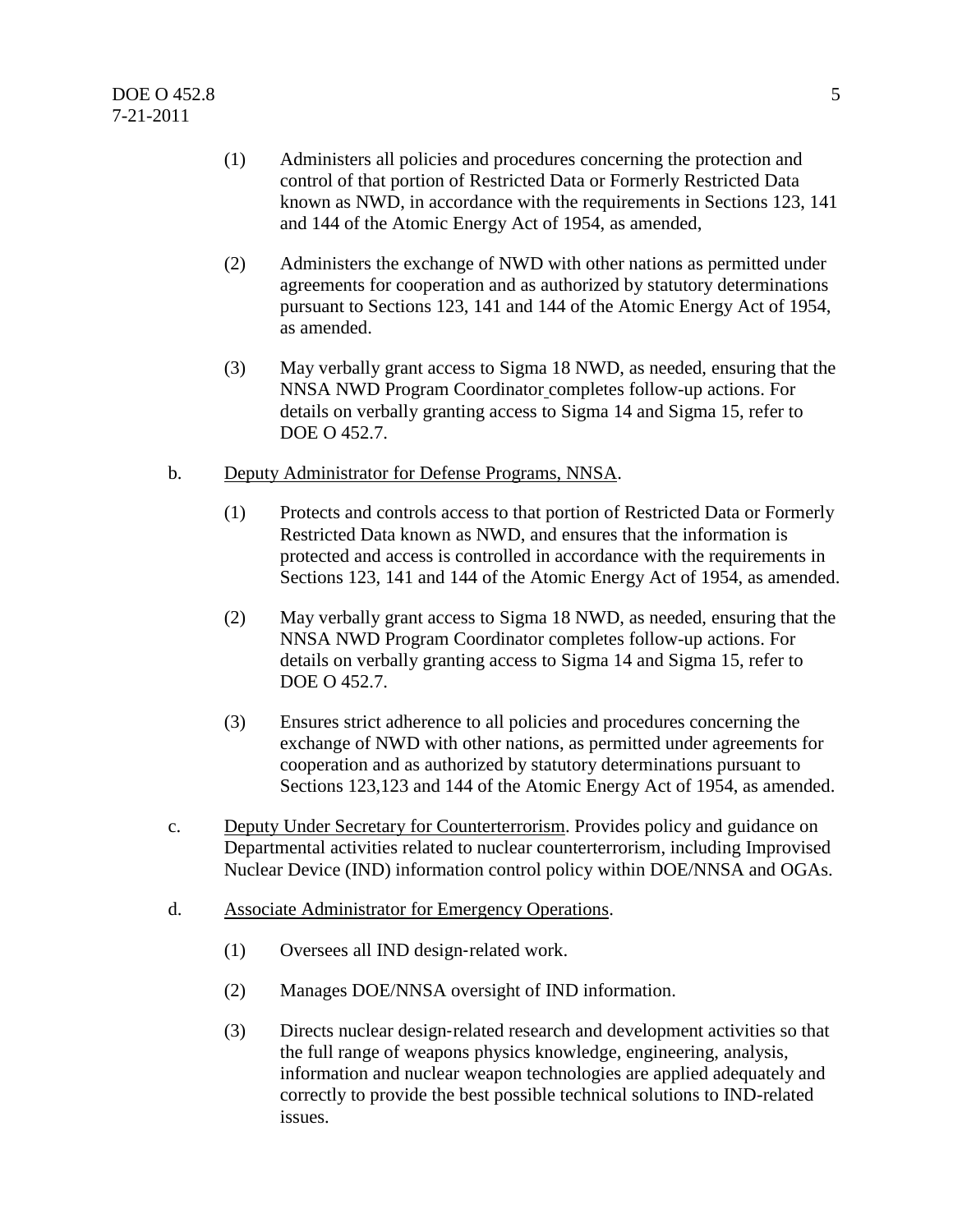(1) Administers all policies and procedures concerning the protection and control of that portion of Restricted Data or Formerly Restricted Data known as NWD, in accordance with the requirements in Sections 123, 141 and 144 of the Atomic Energy Act of 1954, as amended,

(2) Administers the exchange of NWD with other nations as permitted under agreements for cooperation and as authorized by statutory determinations pursuant to Sections 123, 141 and 144 of the Atomic Energy Act of 1954, as amended.

(3) May verbally grant access to Sigma 18 NWD, as needed, ensuring that the NNSA NWD Program Coordinator completes follow-up actions. For details on verbally granting access to Sigma 14 and Sigma 15, refer to DOE O 452.7.

b. Deputy Administrator for Defense Programs, NNSA.

(1) Protects and controls access to that portion of Restricted Data or Formerly Restricted Data known as NWD, and ensures that the information is protected and access is controlled in accordance with the requirements in Sections 123, 141 and 144 of the Atomic Energy Act of 1954, as amended.

(2) May verbally grant access to Sigma 18 NWD, as needed, ensuring that the NNSA NWD Program Coordinator completes follow-up actions. For details on verbally granting access to Sigma 14 and Sigma 15, refer to DOE O 452.7.

(3) Ensures strict adherence to all policies and procedures concerning the exchange of NWD with other nations, as permitted under agreements for cooperation and as authorized by statutory determinations pursuant to Sections 123,123 and 144 of the Atomic Energy Act of 1954, as amended.

c. Deputy Under Secretary for Counterterrorism. Provides policy and guidance on Departmental activities related to nuclear counterterrorism, including Improvised Nuclear Device (IND) information control policy within DOE/NNSA and OGAs.

d. Associate Administrator for Emergency Operations.

(1) Oversees all IND design-related work.

(2) Manages DOE/NNSA oversight of IND information.

(3) Directs nuclear design-related research and development activities so that the full range of weapons physics knowledge, engineering, analysis, information and nuclear weapon technologies are applied adequately and correctly to provide the best possible technical solutions to IND-related issues.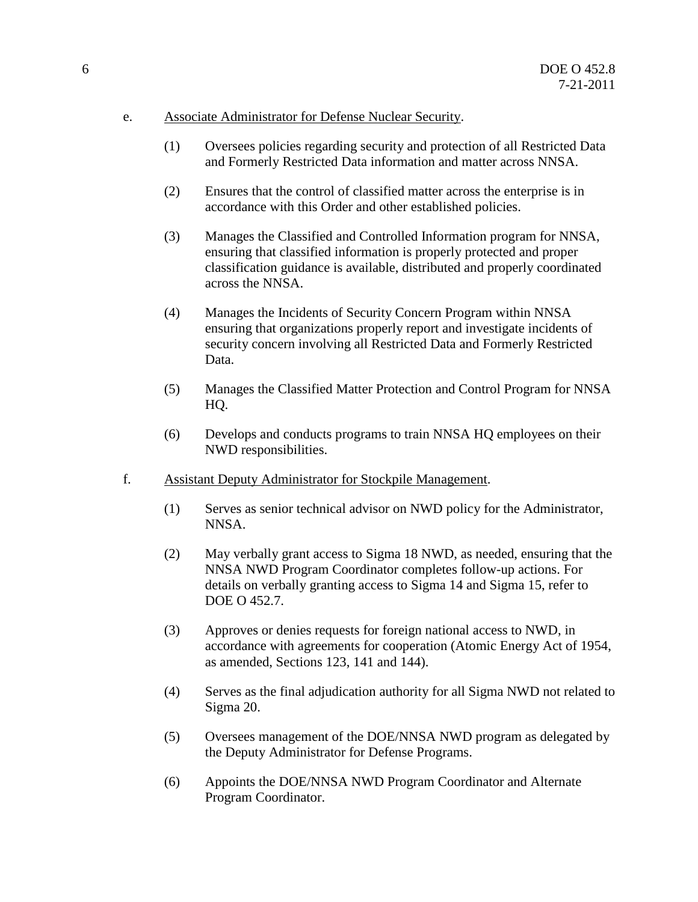e. <u>Associate Administrator for Defense Nuclear Security</u>.

(1) Oversees policies regarding security and protection of all Restricted Data and Formerly Restricted Data information and matter across NNSA.

(2) Ensures that the control of classified matter across the enterprise is in accordance with this Order and other established policies.

(3) Manages the Classified and Controlled Information program for NNSA, ensuring that classified information is properly protected and proper classification guidance is available, distributed and properly coordinated across the NNSA.

(4) Manages the Incidents of Security Concern Program within NNSA ensuring that organizations properly report and investigate incidents of security concern involving all Restricted Data and Formerly Restricted Data.

(5) Manages the Classified Matter Protection and Control Program for NNSA HQ.

(6) Develops and conducts programs to train NNSA HQ employees on their NWD responsibilities.

f. <u>Assistant Deputy Administrator for Stockpile Management</u>.

(1) Serves as senior technical advisor on NWD policy for the Administrator, NNSA.

(2) May verbally grant access to Sigma 18 NWD, as needed, ensuring that the NNSA NWD Program Coordinator completes follow-up actions. For details on verbally granting access to Sigma 14 and Sigma 15, refer to DOE O 452.7.

(3) Approves or denies requests for foreign national access to NWD, in accordance with agreements for cooperation (Atomic Energy Act of 1954, as amended, Sections 123, 141 and 144).

(4) Serves as the final adjudication authority for all Sigma NWD not related to Sigma 20.

(5) Oversees management of the DOE/NNSA NWD program as delegated by the Deputy Administrator for Defense Programs.

(6) Appoints the DOE/NNSA NWD Program Coordinator and Alternate Program Coordinator.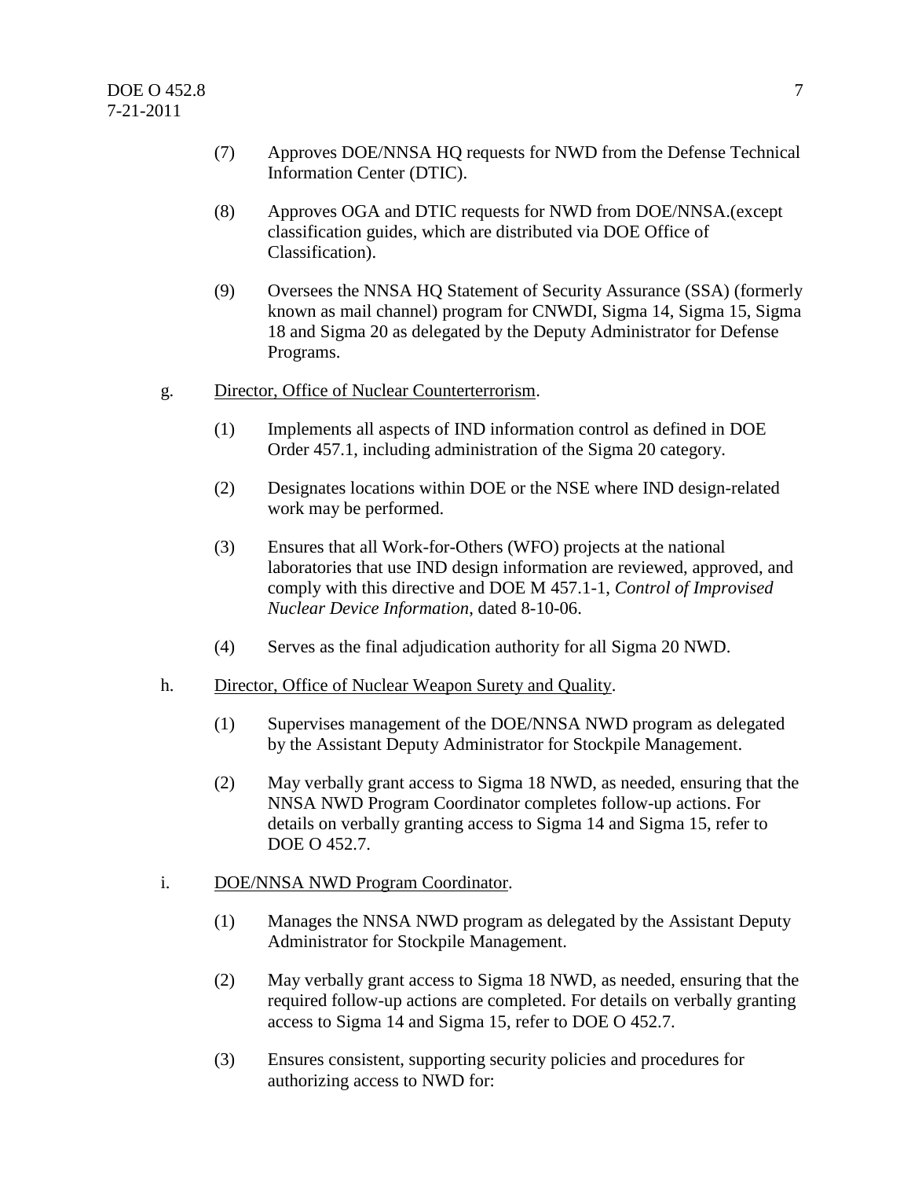(7) Approves DOE/NNSA HQ requests for NWD from the Defense Technical Information Center (DTIC).

(8) Approves OGA and DTIC requests for NWD from DOE/NNSA.(except classification guides, which are distributed via DOE Office of Classification).

(9) Oversees the NNSA HQ Statement of Security Assurance (SSA) (formerly known as mail channel) program for CNWDI, Sigma 14, Sigma 15, Sigma 18 and Sigma 20 as delegated by the Deputy Administrator for Defense Programs.

g. Director, Office of Nuclear Counterterrorism.

(1) Implements all aspects of IND information control as defined in DOE Order 457.1, including administration of the Sigma 20 category.

(2) Designates locations within DOE or the NSE where IND design-related work may be performed.

(3) Ensures that all Work-for-Others (WFO) projects at the national laboratories that use IND design information are reviewed, approved, and comply with this directive and DOE M 457.1-1, *Control of Improvised Nuclear Device Information*, dated 8-10-06.

(4) Serves as the final adjudication authority for all Sigma 20 NWD.

h. Director, Office of Nuclear Weapon Surety and Quality.

(1) Supervises management of the DOE/NNSA NWD program as delegated by the Assistant Deputy Administrator for Stockpile Management.

(2) May verbally grant access to Sigma 18 NWD, as needed, ensuring that the NNSA NWD Program Coordinator completes follow-up actions. For details on verbally granting access to Sigma 14 and Sigma 15, refer to DOE O 452.7.

i. DOE/NNSA NWD Program Coordinator.

(1) Manages the NNSA NWD program as delegated by the Assistant Deputy Administrator for Stockpile Management.

(2) May verbally grant access to Sigma 18 NWD, as needed, ensuring that the required follow-up actions are completed. For details on verbally granting access to Sigma 14 and Sigma 15, refer to DOE O 452.7.

(3) Ensures consistent, supporting security policies and procedures for authorizing access to NWD for: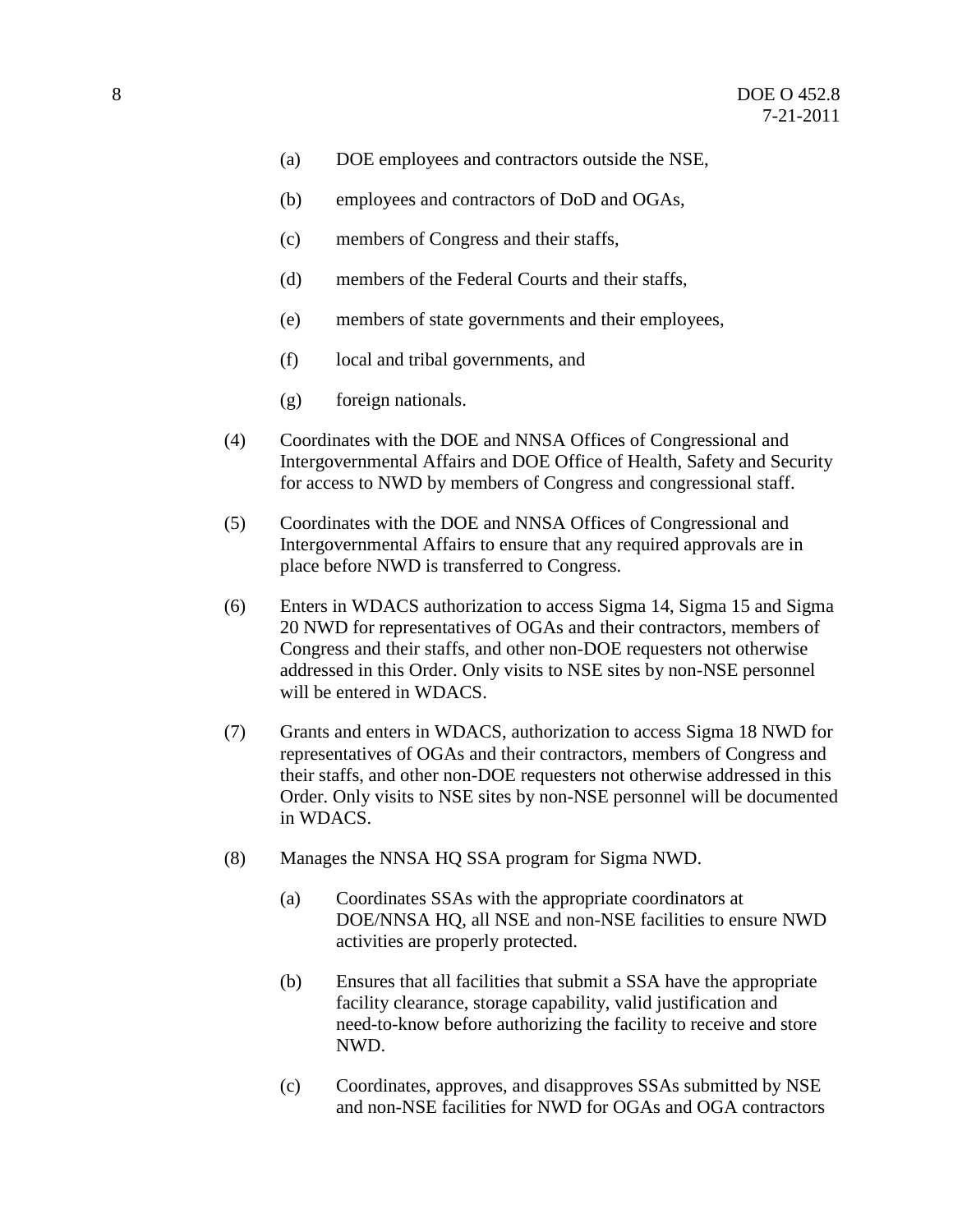(a) DOE employees and contractors outside the NSE,

(b) employees and contractors of DoD and OGAs,

(c) members of Congress and their staffs,

(d) members of the Federal Courts and their staffs,

(e) members of state governments and their employees,

(f) local and tribal governments, and

(g) foreign nationals.

(4) Coordinates with the DOE and NNSA Offices of Congressional and Intergovernmental Affairs and DOE Office of Health, Safety and Security for access to NWD by members of Congress and congressional staff.

(5) Coordinates with the DOE and NNSA Offices of Congressional and Intergovernmental Affairs to ensure that any required approvals are in place before NWD is transferred to Congress.

(6) Enters in WDACS authorization to access Sigma 14, Sigma 15 and Sigma 20 NWD for representatives of OGAs and their contractors, members of Congress and their staffs, and other non-DOE requesters not otherwise addressed in this Order. Only visits to NSE sites by non-NSE personnel will be entered in WDACS.

(7) Grants and enters in WDACS, authorization to access Sigma 18 NWD for representatives of OGAs and their contractors, members of Congress and their staffs, and other non-DOE requesters not otherwise addressed in this Order. Only visits to NSE sites by non-NSE personnel will be documented in WDACS.

(8) Manages the NNSA HQ SSA program for Sigma NWD.

(a) Coordinates SSAs with the appropriate coordinators at DOE/NNSA HQ, all NSE and non-NSE facilities to ensure NWD activities are properly protected.

(b) Ensures that all facilities that submit a SSA have the appropriate facility clearance, storage capability, valid justification and need-to-know before authorizing the facility to receive and store NWD.

(c) Coordinates, approves, and disapproves SSAs submitted by NSE and non-NSE facilities for NWD for OGAs and OGA contractors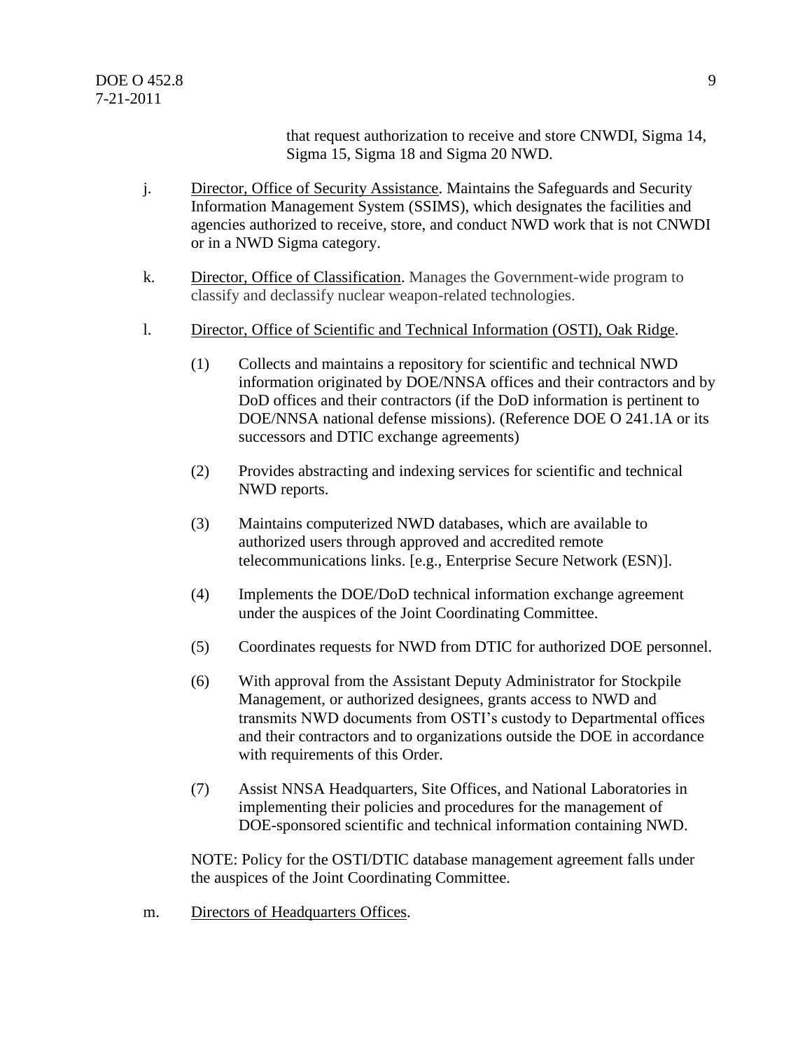that request authorization to receive and store CNWDI, Sigma 14, Sigma 15, Sigma 18 and Sigma 20 NWD.

j. Director, Office of Security Assistance. Maintains the Safeguards and Security Information Management System (SSIMS), which designates the facilities and agencies authorized to receive, store, and conduct NWD work that is not CNWDI or in a NWD Sigma category.

k. Director, Office of Classification. Manages the Government-wide program to classify and declassify nuclear weapon-related technologies.

l. Director, Office of Scientific and Technical Information (OSTI), Oak Ridge.

(1) Collects and maintains a repository for scientific and technical NWD information originated by DOE/NNSA offices and their contractors and by DoD offices and their contractors (if the DoD information is pertinent to DOE/NNSA national defense missions). (Reference DOE O 241.1A or its successors and DTIC exchange agreements)

(2) Provides abstracting and indexing services for scientific and technical NWD reports.

(3) Maintains computerized NWD databases, which are available to authorized users through approved and accredited remote telecommunications links. [e.g., Enterprise Secure Network (ESN)].

(4) Implements the DOE/DoD technical information exchange agreement under the auspices of the Joint Coordinating Committee.

(5) Coordinates requests for NWD from DTIC for authorized DOE personnel.

(6) With approval from the Assistant Deputy Administrator for Stockpile Management, or authorized designees, grants access to NWD and transmits NWD documents from OSTI's custody to Departmental offices and their contractors and to organizations outside the DOE in accordance with requirements of this Order.

(7) Assist NNSA Headquarters, Site Offices, and National Laboratories in implementing their policies and procedures for the management of DOE-sponsored scientific and technical information containing NWD.

NOTE: Policy for the OSTI/DTIC database management agreement falls under the auspices of the Joint Coordinating Committee.

m. Directors of Headquarters Offices.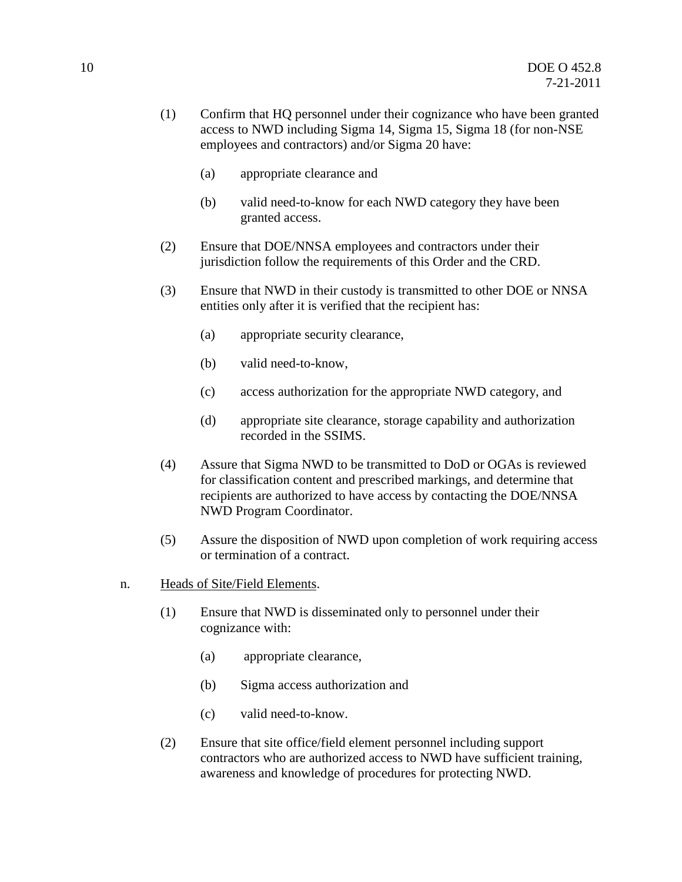(1) Confirm that HQ personnel under their cognizance who have been granted access to NWD including Sigma 14, Sigma 15, Sigma 18 (for non-NSE employees and contractors) and/or Sigma 20 have:

  (a) appropriate clearance and

  (b) valid need-to-know for each NWD category they have been granted access.

(2) Ensure that DOE/NNSA employees and contractors under their jurisdiction follow the requirements of this Order and the CRD.

(3) Ensure that NWD in their custody is transmitted to other DOE or NNSA entities only after it is verified that the recipient has:

  (a) appropriate security clearance,

  (b) valid need-to-know,

  (c) access authorization for the appropriate NWD category, and

  (d) appropriate site clearance, storage capability and authorization recorded in the SSIMS.

(4) Assure that Sigma NWD to be transmitted to DoD or OGAs is reviewed for classification content and prescribed markings, and determine that recipients are authorized to have access by contacting the DOE/NNSA NWD Program Coordinator.

(5) Assure the disposition of NWD upon completion of work requiring access or termination of a contract.

n. <u>Heads of Site/Field Elements</u>.

(1) Ensure that NWD is disseminated only to personnel under their cognizance with:

  (a) appropriate clearance,

  (b) Sigma access authorization and

  (c) valid need-to-know.

(2) Ensure that site office/field element personnel including support contractors who are authorized access to NWD have sufficient training, awareness and knowledge of procedures for protecting NWD.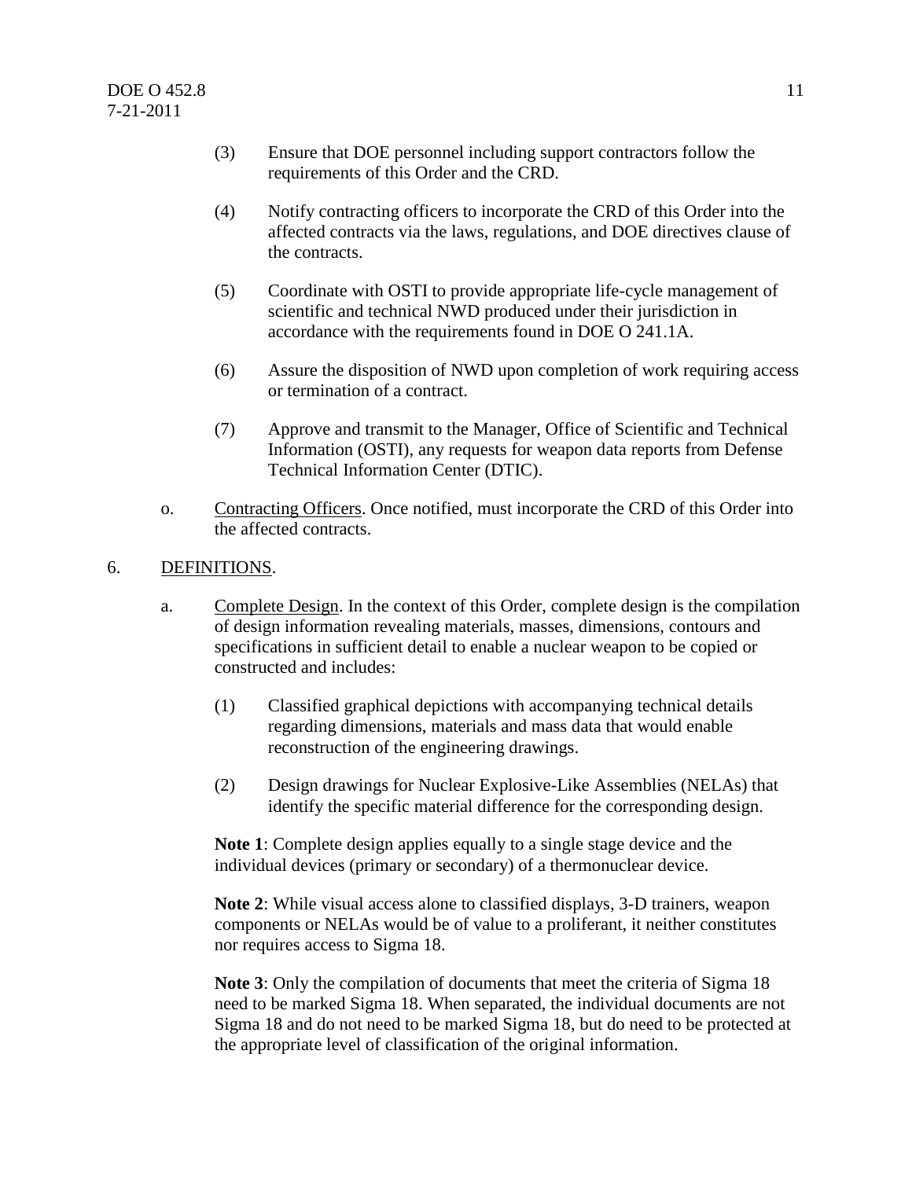(3) Ensure that DOE personnel including support contractors follow the requirements of this Order and the CRD.

(4) Notify contracting officers to incorporate the CRD of this Order into the affected contracts via the laws, regulations, and DOE directives clause of the contracts.

(5) Coordinate with OSTI to provide appropriate life-cycle management of scientific and technical NWD produced under their jurisdiction in accordance with the requirements found in DOE O 241.1A.

(6) Assure the disposition of NWD upon completion of work requiring access or termination of a contract.

(7) Approve and transmit to the Manager, Office of Scientific and Technical Information (OSTI), any requests for weapon data reports from Defense Technical Information Center (DTIC).

o. Contracting Officers. Once notified, must incorporate the CRD of this Order into the affected contracts.

6. DEFINITIONS.

a. Complete Design. In the context of this Order, complete design is the compilation of design information revealing materials, masses, dimensions, contours and specifications in sufficient detail to enable a nuclear weapon to be copied or constructed and includes:

(1) Classified graphical depictions with accompanying technical details regarding dimensions, materials and mass data that would enable reconstruction of the engineering drawings.

(2) Design drawings for Nuclear Explosive-Like Assemblies (NELAs) that identify the specific material difference for the corresponding design.

**Note 1**: Complete design applies equally to a single stage device and the individual devices (primary or secondary) of a thermonuclear device.

**Note 2**: While visual access alone to classified displays, 3-D trainers, weapon components or NELAs would be of value to a proliferant, it neither constitutes nor requires access to Sigma 18.

**Note 3**: Only the compilation of documents that meet the criteria of Sigma 18 need to be marked Sigma 18. When separated, the individual documents are not Sigma 18 and do not need to be marked Sigma 18, but do need to be protected at the appropriate level of classification of the original information.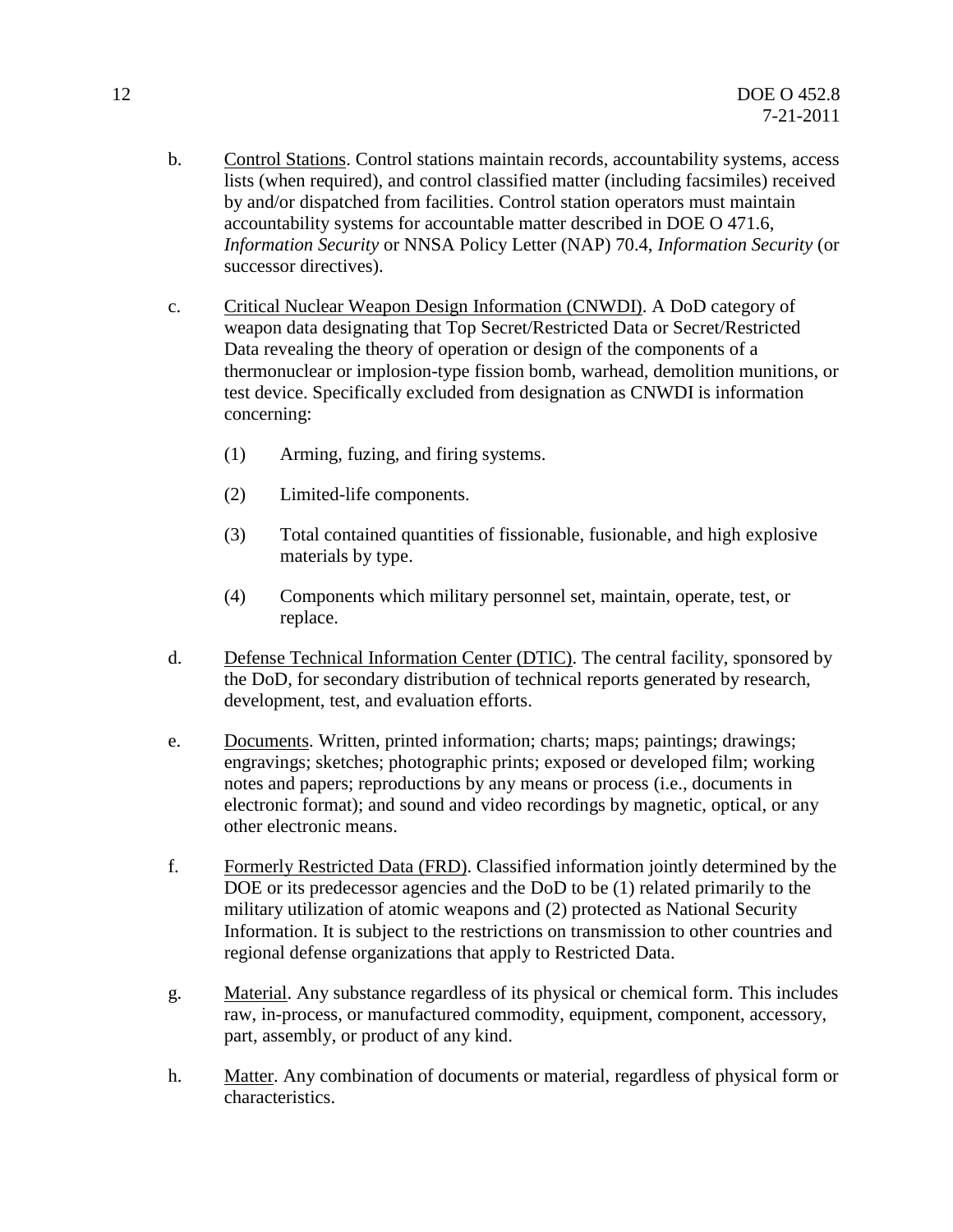b. Control Stations. Control stations maintain records, accountability systems, access lists (when required), and control classified matter (including facsimiles) received by and/or dispatched from facilities. Control station operators must maintain accountability systems for accountable matter described in DOE O 471.6, *Information Security* or NNSA Policy Letter (NAP) 70.4, *Information Security* (or successor directives).

c. Critical Nuclear Weapon Design Information (CNWDI). A DoD category of weapon data designating that Top Secret/Restricted Data or Secret/Restricted Data revealing the theory of operation or design of the components of a thermonuclear or implosion-type fission bomb, warhead, demolition munitions, or test device. Specifically excluded from designation as CNWDI is information concerning:

   (1) Arming, fuzing, and firing systems.

   (2) Limited-life components.

   (3) Total contained quantities of fissionable, fusionable, and high explosive materials by type.

   (4) Components which military personnel set, maintain, operate, test, or replace.

d. Defense Technical Information Center (DTIC). The central facility, sponsored by the DoD, for secondary distribution of technical reports generated by research, development, test, and evaluation efforts.

e. Documents. Written, printed information; charts; maps; paintings; drawings; engravings; sketches; photographic prints; exposed or developed film; working notes and papers; reproductions by any means or process (i.e., documents in electronic format); and sound and video recordings by magnetic, optical, or any other electronic means.

f. Formerly Restricted Data (FRD). Classified information jointly determined by the DOE or its predecessor agencies and the DoD to be (1) related primarily to the military utilization of atomic weapons and (2) protected as National Security Information. It is subject to the restrictions on transmission to other countries and regional defense organizations that apply to Restricted Data.

g. Material. Any substance regardless of its physical or chemical form. This includes raw, in-process, or manufactured commodity, equipment, component, accessory, part, assembly, or product of any kind.

h. Matter. Any combination of documents or material, regardless of physical form or characteristics.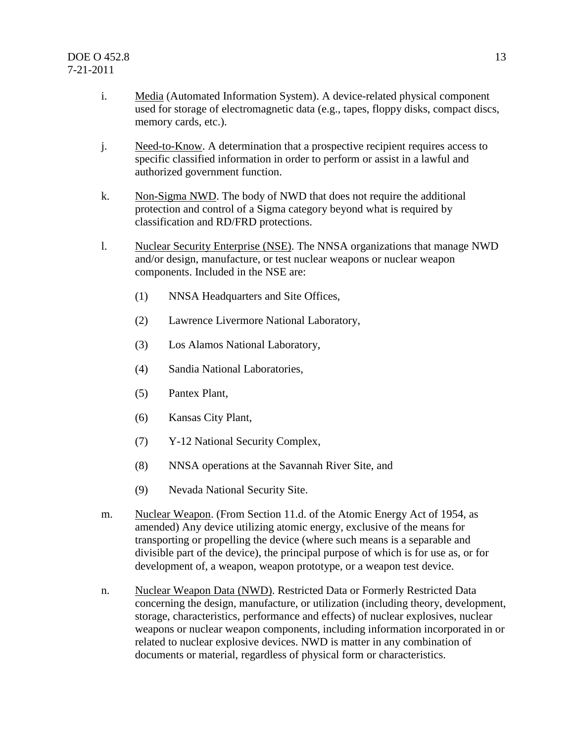i. Media (Automated Information System). A device-related physical component used for storage of electromagnetic data (e.g., tapes, floppy disks, compact discs, memory cards, etc.).

j. Need-to-Know. A determination that a prospective recipient requires access to specific classified information in order to perform or assist in a lawful and authorized government function.

k. Non-Sigma NWD. The body of NWD that does not require the additional protection and control of a Sigma category beyond what is required by classification and RD/FRD protections.

l. Nuclear Security Enterprise (NSE). The NNSA organizations that manage NWD and/or design, manufacture, or test nuclear weapons or nuclear weapon components. Included in the NSE are:

   (1) NNSA Headquarters and Site Offices,

   (2) Lawrence Livermore National Laboratory,

   (3) Los Alamos National Laboratory,

   (4) Sandia National Laboratories,

   (5) Pantex Plant,

   (6) Kansas City Plant,

   (7) Y-12 National Security Complex,

   (8) NNSA operations at the Savannah River Site, and

   (9) Nevada National Security Site.

m. Nuclear Weapon. (From Section 11.d. of the Atomic Energy Act of 1954, as amended) Any device utilizing atomic energy, exclusive of the means for transporting or propelling the device (where such means is a separable and divisible part of the device), the principal purpose of which is for use as, or for development of, a weapon, weapon prototype, or a weapon test device.

n. Nuclear Weapon Data (NWD). Restricted Data or Formerly Restricted Data concerning the design, manufacture, or utilization (including theory, development, storage, characteristics, performance and effects) of nuclear explosives, nuclear weapons or nuclear weapon components, including information incorporated in or related to nuclear explosive devices. NWD is matter in any combination of documents or material, regardless of physical form or characteristics.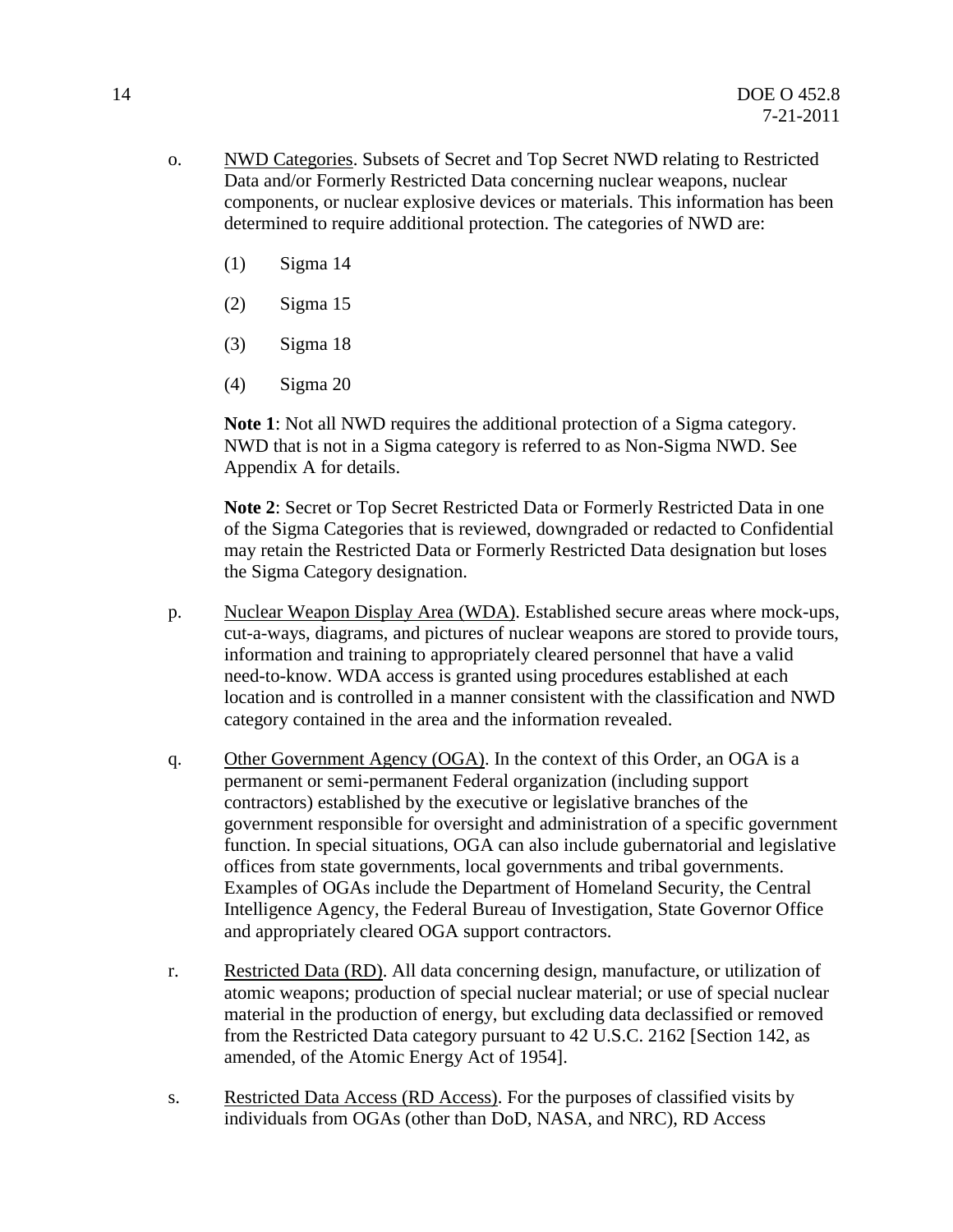o. <u>NWD Categories</u>. Subsets of Secret and Top Secret NWD relating to Restricted Data and/or Formerly Restricted Data concerning nuclear weapons, nuclear components, or nuclear explosive devices or materials. This information has been determined to require additional protection. The categories of NWD are:

   (1) Sigma 14

   (2) Sigma 15

   (3) Sigma 18

   (4) Sigma 20

   **Note 1**: Not all NWD requires the additional protection of a Sigma category. NWD that is not in a Sigma category is referred to as Non-Sigma NWD. See Appendix A for details.

   **Note 2**: Secret or Top Secret Restricted Data or Formerly Restricted Data in one of the Sigma Categories that is reviewed, downgraded or redacted to Confidential may retain the Restricted Data or Formerly Restricted Data designation but loses the Sigma Category designation.

p. <u>Nuclear Weapon Display Area (WDA)</u>. Established secure areas where mock-ups, cut-a-ways, diagrams, and pictures of nuclear weapons are stored to provide tours, information and training to appropriately cleared personnel that have a valid need-to-know. WDA access is granted using procedures established at each location and is controlled in a manner consistent with the classification and NWD category contained in the area and the information revealed.

q. <u>Other Government Agency (OGA)</u>. In the context of this Order, an OGA is a permanent or semi-permanent Federal organization (including support contractors) established by the executive or legislative branches of the government responsible for oversight and administration of a specific government function. In special situations, OGA can also include gubernatorial and legislative offices from state governments, local governments and tribal governments. Examples of OGAs include the Department of Homeland Security, the Central Intelligence Agency, the Federal Bureau of Investigation, State Governor Office and appropriately cleared OGA support contractors.

r. <u>Restricted Data (RD)</u>. All data concerning design, manufacture, or utilization of atomic weapons; production of special nuclear material; or use of special nuclear material in the production of energy, but excluding data declassified or removed from the Restricted Data category pursuant to 42 U.S.C. 2162 [Section 142, as amended, of the Atomic Energy Act of 1954].

s. <u>Restricted Data Access (RD Access)</u>. For the purposes of classified visits by individuals from OGAs (other than DoD, NASA, and NRC), RD Access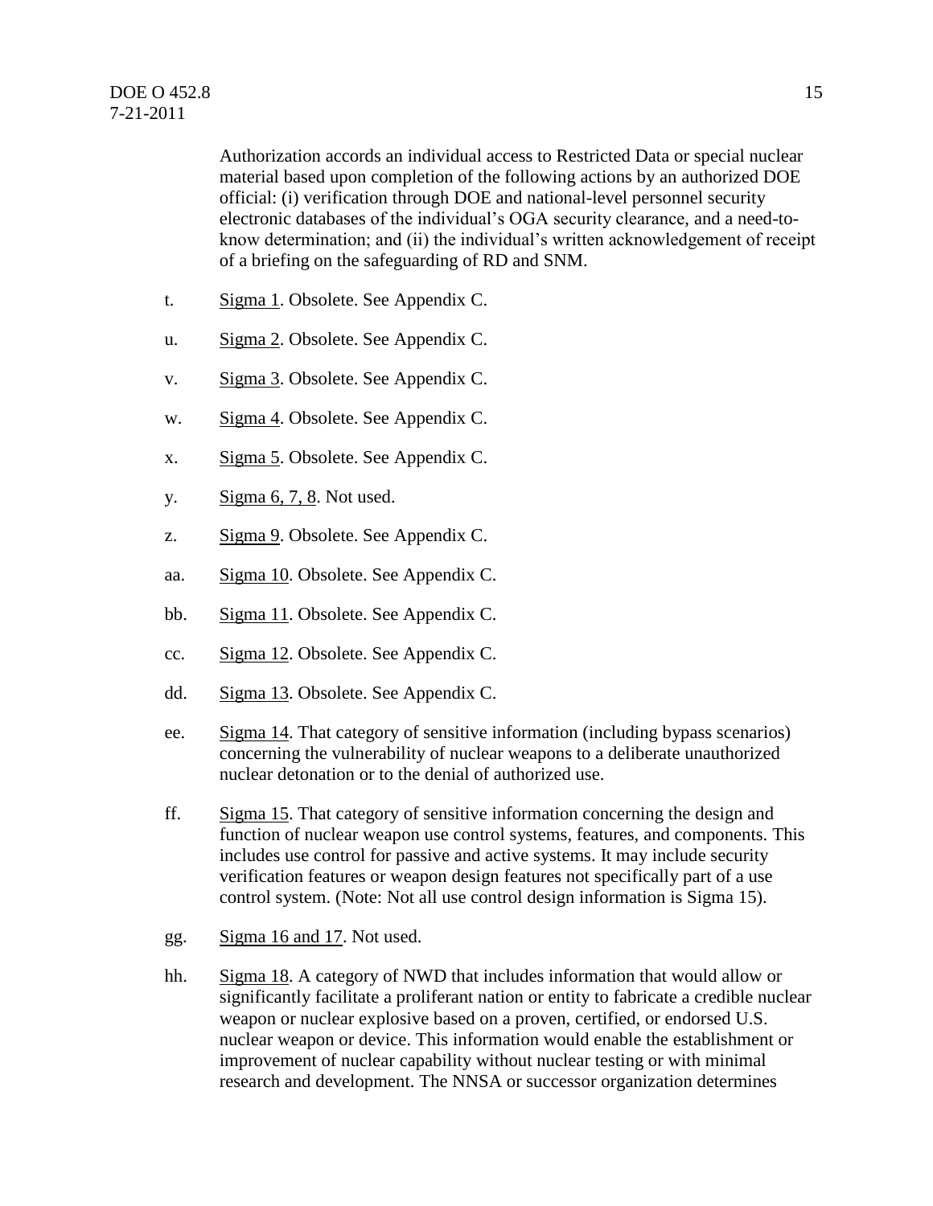Authorization accords an individual access to Restricted Data or special nuclear material based upon completion of the following actions by an authorized DOE official: (i) verification through DOE and national-level personnel security electronic databases of the individual's OGA security clearance, and a need-to-know determination; and (ii) the individual's written acknowledgement of receipt of a briefing on the safeguarding of RD and SNM.

t. Sigma 1. Obsolete. See Appendix C.

u. Sigma 2. Obsolete. See Appendix C.

v. Sigma 3. Obsolete. See Appendix C.

w. Sigma 4. Obsolete. See Appendix C.

x. Sigma 5. Obsolete. See Appendix C.

y. Sigma 6, 7, 8. Not used.

z. Sigma 9. Obsolete. See Appendix C.

aa. Sigma 10. Obsolete. See Appendix C.

bb. Sigma 11. Obsolete. See Appendix C.

cc. Sigma 12. Obsolete. See Appendix C.

dd. Sigma 13. Obsolete. See Appendix C.

ee. Sigma 14. That category of sensitive information (including bypass scenarios) concerning the vulnerability of nuclear weapons to a deliberate unauthorized nuclear detonation or to the denial of authorized use.

ff. Sigma 15. That category of sensitive information concerning the design and function of nuclear weapon use control systems, features, and components. This includes use control for passive and active systems. It may include security verification features or weapon design features not specifically part of a use control system. (Note: Not all use control design information is Sigma 15).

gg. Sigma 16 and 17. Not used.

hh. Sigma 18. A category of NWD that includes information that would allow or significantly facilitate a proliferant nation or entity to fabricate a credible nuclear weapon or nuclear explosive based on a proven, certified, or endorsed U.S. nuclear weapon or device. This information would enable the establishment or improvement of nuclear capability without nuclear testing or with minimal research and development. The NNSA or successor organization determines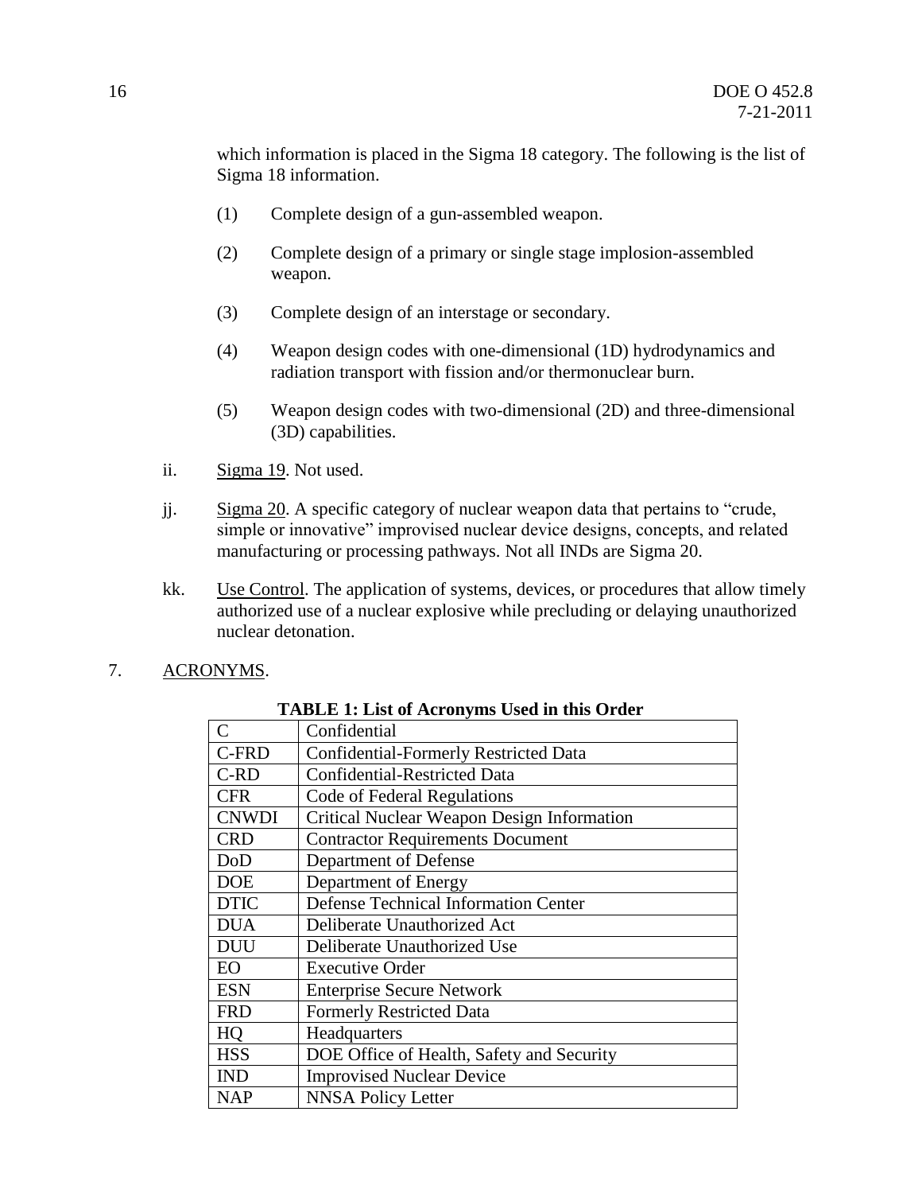which information is placed in the Sigma 18 category. The following is the list of Sigma 18 information.

(1) Complete design of a gun-assembled weapon.

(2) Complete design of a primary or single stage implosion-assembled weapon.

(3) Complete design of an interstage or secondary.

(4) Weapon design codes with one-dimensional (1D) hydrodynamics and radiation transport with fission and/or thermonuclear burn.

(5) Weapon design codes with two-dimensional (2D) and three-dimensional (3D) capabilities.

ii. Sigma 19. Not used.

jj. Sigma 20. A specific category of nuclear weapon data that pertains to "crude, simple or innovative" improvised nuclear device designs, concepts, and related manufacturing or processing pathways. Not all INDs are Sigma 20.

kk. Use Control. The application of systems, devices, or procedures that allow timely authorized use of a nuclear explosive while precluding or delaying unauthorized nuclear detonation.

7. ACRONYMS.

**TABLE 1: List of Acronyms Used in this Order**

| | |
|---|---|
| C | Confidential |
| C-FRD | Confidential-Formerly Restricted Data |
| C-RD | Confidential-Restricted Data |
| CFR | Code of Federal Regulations |
| CNWDI | Critical Nuclear Weapon Design Information |
| CRD | Contractor Requirements Document |
| DoD | Department of Defense |
| DOE | Department of Energy |
| DTIC | Defense Technical Information Center |
| DUA | Deliberate Unauthorized Act |
| DUU | Deliberate Unauthorized Use |
| EO | Executive Order |
| ESN | Enterprise Secure Network |
| FRD | Formerly Restricted Data |
| HQ | Headquarters |
| HSS | DOE Office of Health, Safety and Security |
| IND | Improvised Nuclear Device |
| NAP | NNSA Policy Letter |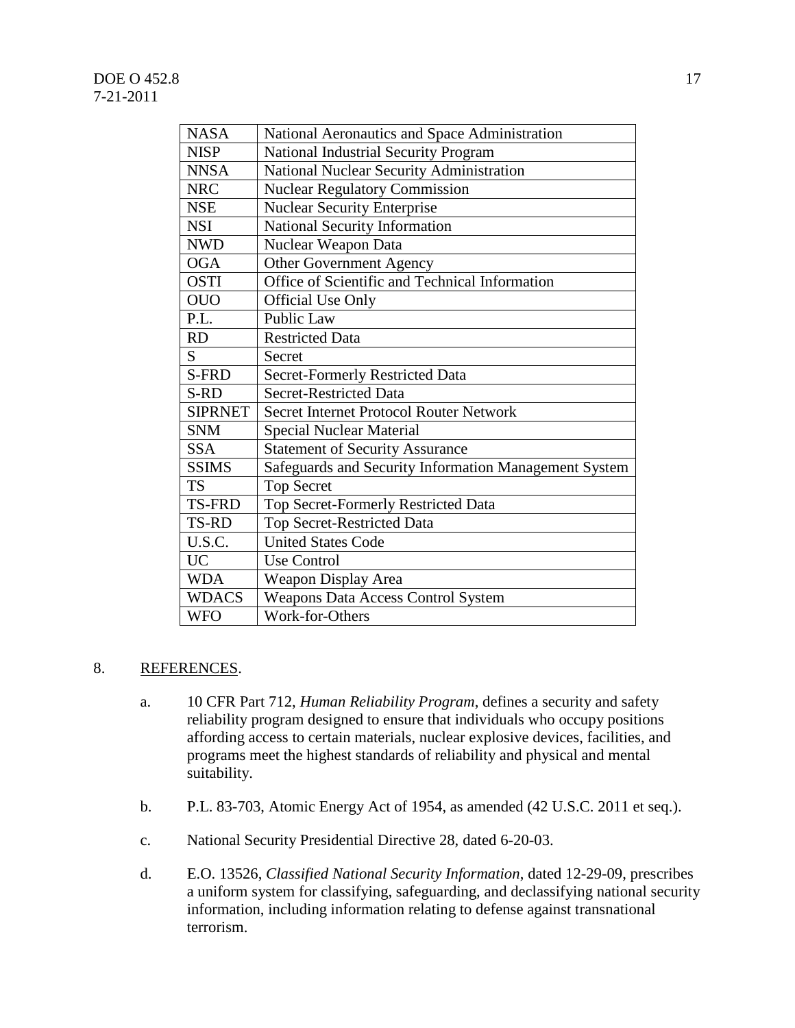| NASA | National Aeronautics and Space Administration |
|---|---|
| NISP | National Industrial Security Program |
| NNSA | National Nuclear Security Administration |
| NRC | Nuclear Regulatory Commission |
| NSE | Nuclear Security Enterprise |
| NSI | National Security Information |
| NWD | Nuclear Weapon Data |
| OGA | Other Government Agency |
| OSTI | Office of Scientific and Technical Information |
| OUO | Official Use Only |
| P.L. | Public Law |
| RD | Restricted Data |
| S | Secret |
| S-FRD | Secret-Formerly Restricted Data |
| S-RD | Secret-Restricted Data |
| SIPRNET | Secret Internet Protocol Router Network |
| SNM | Special Nuclear Material |
| SSA | Statement of Security Assurance |
| SSIMS | Safeguards and Security Information Management System |
| TS | Top Secret |
| TS-FRD | Top Secret-Formerly Restricted Data |
| TS-RD | Top Secret-Restricted Data |
| U.S.C. | United States Code |
| UC | Use Control |
| WDA | Weapon Display Area |
| WDACS | Weapons Data Access Control System |
| WFO | Work-for-Others |

8. REFERENCES.

a. 10 CFR Part 712, *Human Reliability Program*, defines a security and safety reliability program designed to ensure that individuals who occupy positions affording access to certain materials, nuclear explosive devices, facilities, and programs meet the highest standards of reliability and physical and mental suitability.

b. P.L. 83-703, Atomic Energy Act of 1954, as amended (42 U.S.C. 2011 et seq.).

c. National Security Presidential Directive 28, dated 6-20-03.

d. E.O. 13526, *Classified National Security Information*, dated 12-29-09, prescribes a uniform system for classifying, safeguarding, and declassifying national security information, including information relating to defense against transnational terrorism.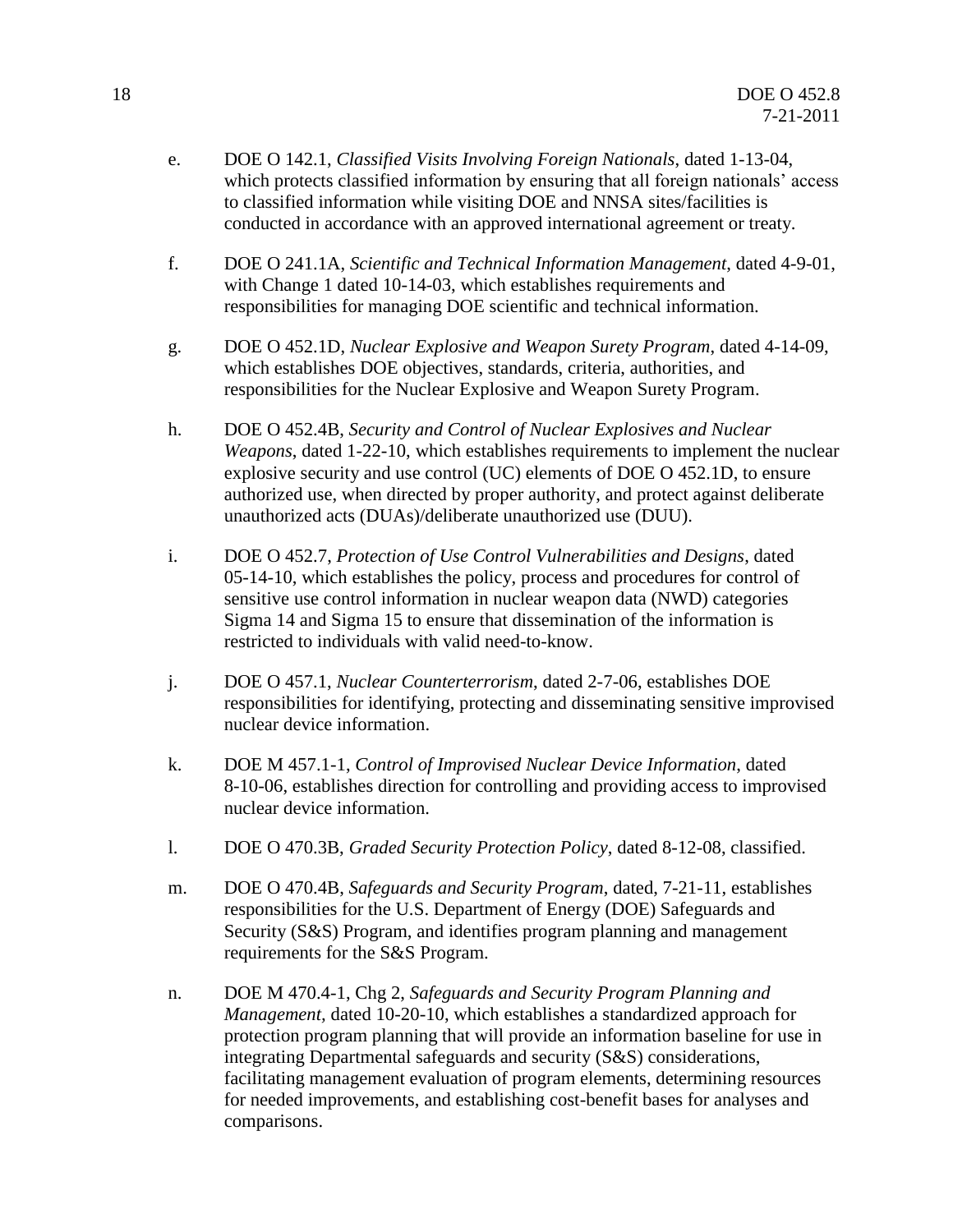e. DOE O 142.1, *Classified Visits Involving Foreign Nationals*, dated 1-13-04, which protects classified information by ensuring that all foreign nationals' access to classified information while visiting DOE and NNSA sites/facilities is conducted in accordance with an approved international agreement or treaty.

f. DOE O 241.1A, *Scientific and Technical Information Management*, dated 4-9-01, with Change 1 dated 10-14-03, which establishes requirements and responsibilities for managing DOE scientific and technical information.

g. DOE O 452.1D, *Nuclear Explosive and Weapon Surety Program*, dated 4-14-09, which establishes DOE objectives, standards, criteria, authorities, and responsibilities for the Nuclear Explosive and Weapon Surety Program.

h. DOE O 452.4B, *Security and Control of Nuclear Explosives and Nuclear Weapons*, dated 1-22-10, which establishes requirements to implement the nuclear explosive security and use control (UC) elements of DOE O 452.1D, to ensure authorized use, when directed by proper authority, and protect against deliberate unauthorized acts (DUAs)/deliberate unauthorized use (DUU).

i. DOE O 452.7, *Protection of Use Control Vulnerabilities and Designs*, dated 05-14-10, which establishes the policy, process and procedures for control of sensitive use control information in nuclear weapon data (NWD) categories Sigma 14 and Sigma 15 to ensure that dissemination of the information is restricted to individuals with valid need-to-know.

j. DOE O 457.1, *Nuclear Counterterrorism*, dated 2-7-06, establishes DOE responsibilities for identifying, protecting and disseminating sensitive improvised nuclear device information.

k. DOE M 457.1-1, *Control of Improvised Nuclear Device Information*, dated 8-10-06, establishes direction for controlling and providing access to improvised nuclear device information.

l. DOE O 470.3B, *Graded Security Protection Policy*, dated 8-12-08, classified.

m. DOE O 470.4B, *Safeguards and Security Program*, dated, 7-21-11, establishes responsibilities for the U.S. Department of Energy (DOE) Safeguards and Security (S&S) Program, and identifies program planning and management requirements for the S&S Program.

n. DOE M 470.4-1, Chg 2, *Safeguards and Security Program Planning and Management*, dated 10-20-10, which establishes a standardized approach for protection program planning that will provide an information baseline for use in integrating Departmental safeguards and security (S&S) considerations, facilitating management evaluation of program elements, determining resources for needed improvements, and establishing cost-benefit bases for analyses and comparisons.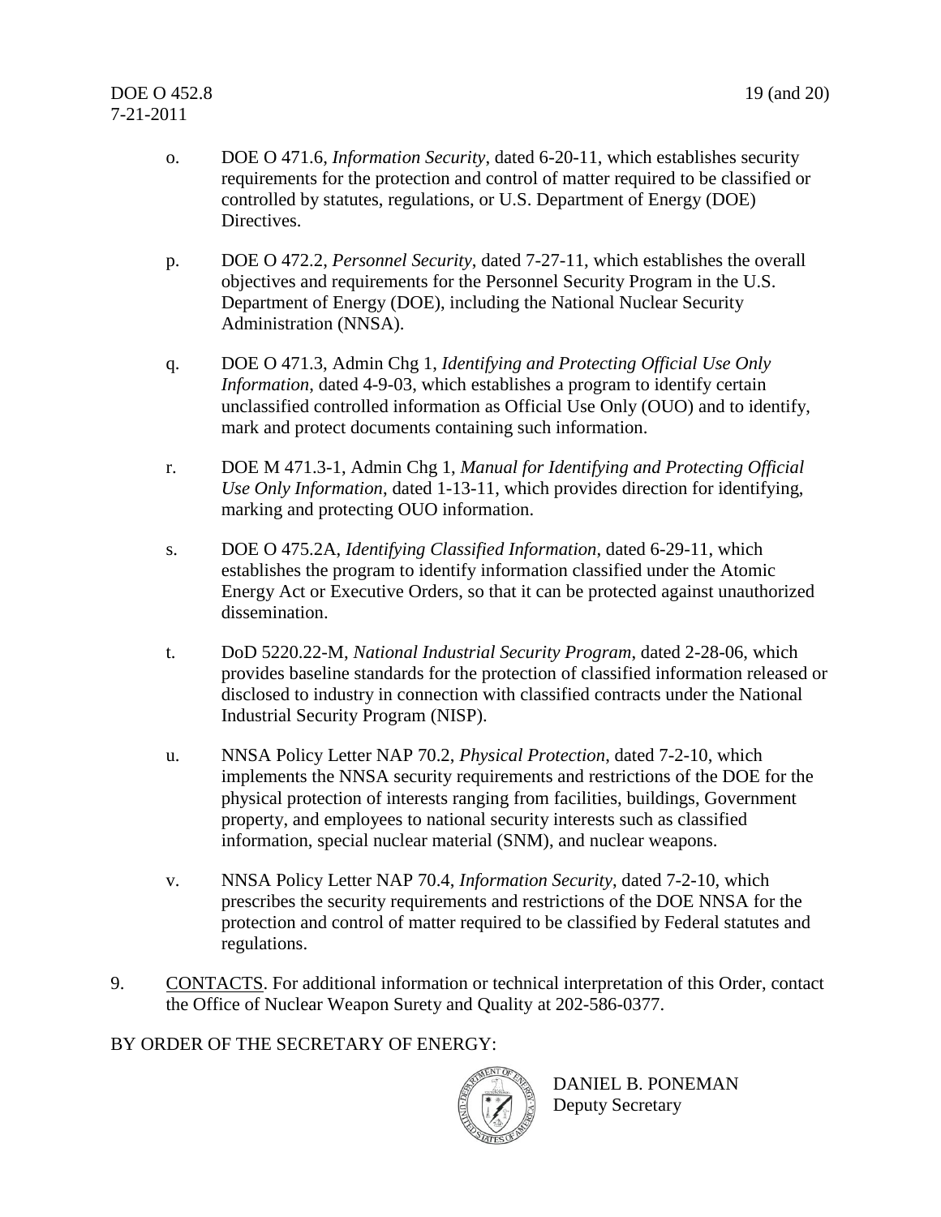o. DOE O 471.6, *Information Security*, dated 6-20-11, which establishes security requirements for the protection and control of matter required to be classified or controlled by statutes, regulations, or U.S. Department of Energy (DOE) Directives.

p. DOE O 472.2, *Personnel Security*, dated 7-27-11, which establishes the overall objectives and requirements for the Personnel Security Program in the U.S. Department of Energy (DOE), including the National Nuclear Security Administration (NNSA).

q. DOE O 471.3, Admin Chg 1, *Identifying and Protecting Official Use Only Information*, dated 4-9-03, which establishes a program to identify certain unclassified controlled information as Official Use Only (OUO) and to identify, mark and protect documents containing such information.

r. DOE M 471.3-1, Admin Chg 1, *Manual for Identifying and Protecting Official Use Only Information*, dated 1-13-11, which provides direction for identifying, marking and protecting OUO information.

s. DOE O 475.2A, *Identifying Classified Information*, dated 6-29-11, which establishes the program to identify information classified under the Atomic Energy Act or Executive Orders, so that it can be protected against unauthorized dissemination.

t. DoD 5220.22-M, *National Industrial Security Program*, dated 2-28-06, which provides baseline standards for the protection of classified information released or disclosed to industry in connection with classified contracts under the National Industrial Security Program (NISP).

u. NNSA Policy Letter NAP 70.2, *Physical Protection*, dated 7-2-10, which implements the NNSA security requirements and restrictions of the DOE for the physical protection of interests ranging from facilities, buildings, Government property, and employees to national security interests such as classified information, special nuclear material (SNM), and nuclear weapons.

v. NNSA Policy Letter NAP 70.4, *Information Security*, dated 7-2-10, which prescribes the security requirements and restrictions of the DOE NNSA for the protection and control of matter required to be classified by Federal statutes and regulations.

9. CONTACTS. For additional information or technical interpretation of this Order, contact the Office of Nuclear Weapon Surety and Quality at 202-586-0377.

BY ORDER OF THE SECRETARY OF ENERGY:

DANIEL B. PONEMAN
Deputy Secretary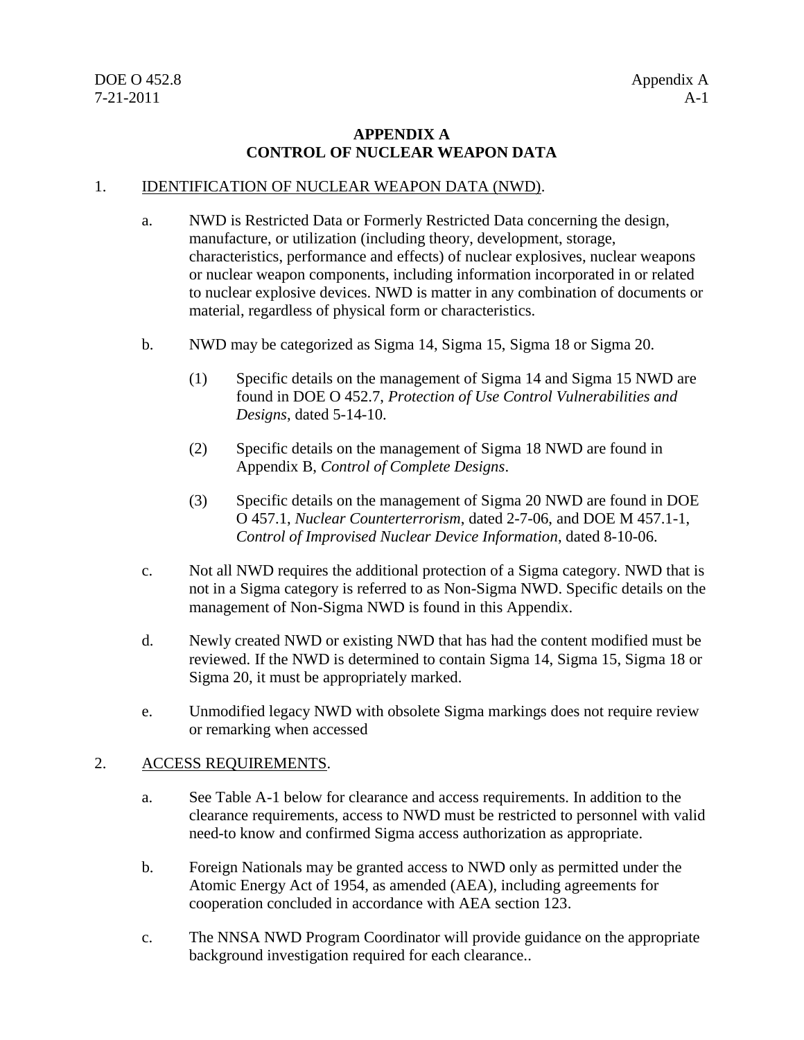## APPENDIX A
## CONTROL OF NUCLEAR WEAPON DATA

1. IDENTIFICATION OF NUCLEAR WEAPON DATA (NWD).

   a. NWD is Restricted Data or Formerly Restricted Data concerning the design, manufacture, or utilization (including theory, development, storage, characteristics, performance and effects) of nuclear explosives, nuclear weapons or nuclear weapon components, including information incorporated in or related to nuclear explosive devices. NWD is matter in any combination of documents or material, regardless of physical form or characteristics.

   b. NWD may be categorized as Sigma 14, Sigma 15, Sigma 18 or Sigma 20.

      (1) Specific details on the management of Sigma 14 and Sigma 15 NWD are found in DOE O 452.7, *Protection of Use Control Vulnerabilities and Designs*, dated 5-14-10.

      (2) Specific details on the management of Sigma 18 NWD are found in Appendix B, *Control of Complete Designs*.

      (3) Specific details on the management of Sigma 20 NWD are found in DOE O 457.1, *Nuclear Counterterrorism*, dated 2-7-06, and DOE M 457.1-1, *Control of Improvised Nuclear Device Information*, dated 8-10-06.

   c. Not all NWD requires the additional protection of a Sigma category. NWD that is not in a Sigma category is referred to as Non-Sigma NWD. Specific details on the management of Non-Sigma NWD is found in this Appendix.

   d. Newly created NWD or existing NWD that has had the content modified must be reviewed. If the NWD is determined to contain Sigma 14, Sigma 15, Sigma 18 or Sigma 20, it must be appropriately marked.

   e. Unmodified legacy NWD with obsolete Sigma markings does not require review or remarking when accessed

2. ACCESS REQUIREMENTS.

   a. See Table A-1 below for clearance and access requirements. In addition to the clearance requirements, access to NWD must be restricted to personnel with valid need-to know and confirmed Sigma access authorization as appropriate.

   b. Foreign Nationals may be granted access to NWD only as permitted under the Atomic Energy Act of 1954, as amended (AEA), including agreements for cooperation concluded in accordance with AEA section 123.

   c. The NNSA NWD Program Coordinator will provide guidance on the appropriate background investigation required for each clearance..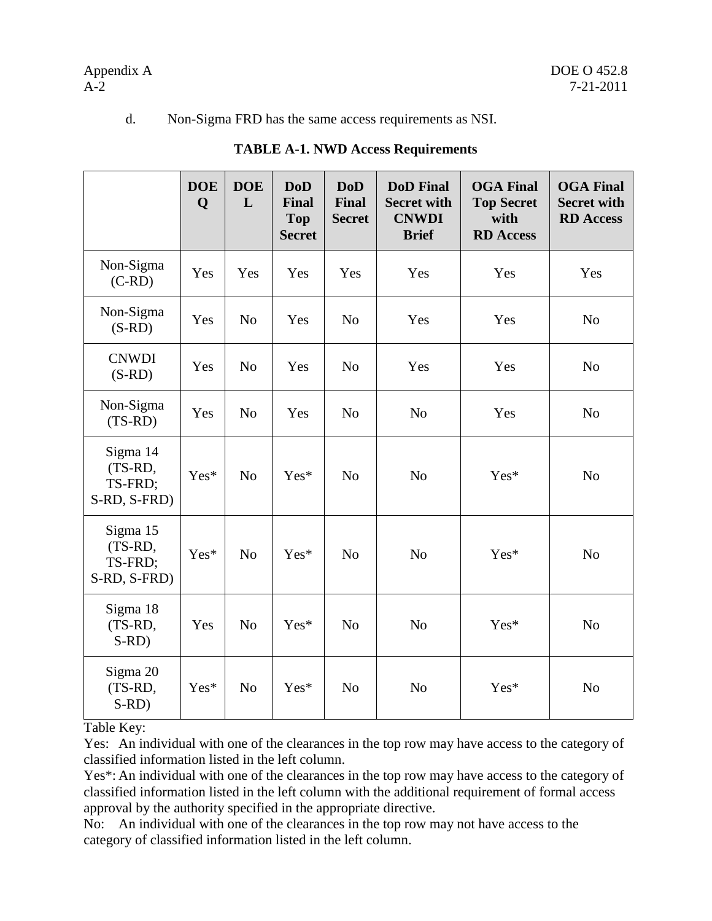d. Non-Sigma FRD has the same access requirements as NSI.

**TABLE A-1. NWD Access Requirements**

| | DOE Q | DOE L | DoD Final Top Secret | DoD Final Secret | DoD Final Secret with CNWDI Brief | OGA Final Top Secret with RD Access | OGA Final Secret with RD Access |
|---|---|---|---|---|---|---|---|
| Non-Sigma (C-RD) | Yes | Yes | Yes | Yes | Yes | Yes | Yes |
| Non-Sigma (S-RD) | Yes | No | Yes | No | Yes | Yes | No |
| CNWDI (S-RD) | Yes | No | Yes | No | Yes | Yes | No |
| Non-Sigma (TS-RD) | Yes | No | Yes | No | No | Yes | No |
| Sigma 14 (TS-RD, TS-FRD; S-RD, S-FRD) | Yes* | No | Yes* | No | No | Yes* | No |
| Sigma 15 (TS-RD, TS-FRD; S-RD, S-FRD) | Yes* | No | Yes* | No | No | Yes* | No |
| Sigma 18 (TS-RD, S-RD) | Yes | No | Yes* | No | No | Yes* | No |
| Sigma 20 (TS-RD, S-RD) | Yes* | No | Yes* | No | No | Yes* | No |

Table Key:

Yes: An individual with one of the clearances in the top row may have access to the category of classified information listed in the left column.

Yes*: An individual with one of the clearances in the top row may have access to the category of classified information listed in the left column with the additional requirement of formal access approval by the authority specified in the appropriate directive.

No: An individual with one of the clearances in the top row may not have access to the category of classified information listed in the left column.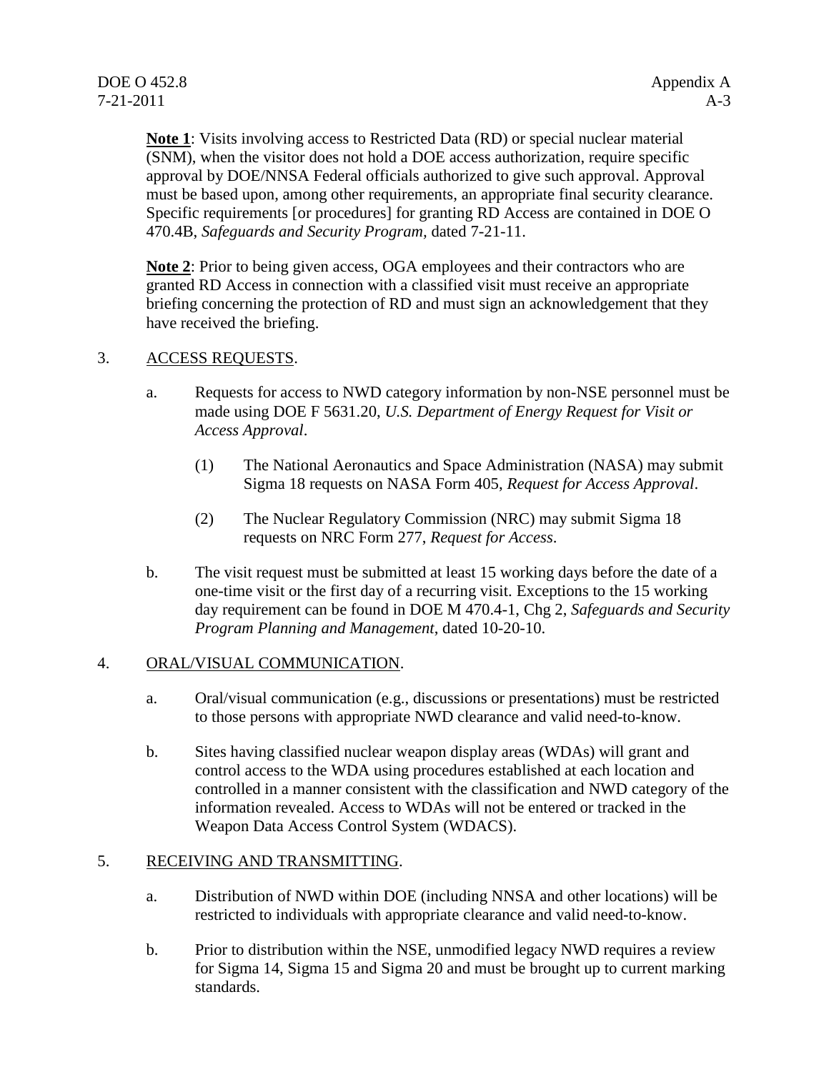**Note 1**: Visits involving access to Restricted Data (RD) or special nuclear material (SNM), when the visitor does not hold a DOE access authorization, require specific approval by DOE/NNSA Federal officials authorized to give such approval. Approval must be based upon, among other requirements, an appropriate final security clearance. Specific requirements [or procedures] for granting RD Access are contained in DOE O 470.4B, *Safeguards and Security Program,* dated 7-21-11.

**Note 2**: Prior to being given access, OGA employees and their contractors who are granted RD Access in connection with a classified visit must receive an appropriate briefing concerning the protection of RD and must sign an acknowledgement that they have received the briefing.

3. ACCESS REQUESTS.

   a. Requests for access to NWD category information by non-NSE personnel must be made using DOE F 5631.20, *U.S. Department of Energy Request for Visit or Access Approval*.

      (1) The National Aeronautics and Space Administration (NASA) may submit Sigma 18 requests on NASA Form 405, *Request for Access Approval*.

      (2) The Nuclear Regulatory Commission (NRC) may submit Sigma 18 requests on NRC Form 277, *Request for Access*.

   b. The visit request must be submitted at least 15 working days before the date of a one-time visit or the first day of a recurring visit. Exceptions to the 15 working day requirement can be found in DOE M 470.4-1, Chg 2, *Safeguards and Security Program Planning and Management*, dated 10-20-10.

4. ORAL/VISUAL COMMUNICATION.

   a. Oral/visual communication (e.g., discussions or presentations) must be restricted to those persons with appropriate NWD clearance and valid need-to-know.

   b. Sites having classified nuclear weapon display areas (WDAs) will grant and control access to the WDA using procedures established at each location and controlled in a manner consistent with the classification and NWD category of the information revealed. Access to WDAs will not be entered or tracked in the Weapon Data Access Control System (WDACS).

5. RECEIVING AND TRANSMITTING.

   a. Distribution of NWD within DOE (including NNSA and other locations) will be restricted to individuals with appropriate clearance and valid need-to-know.

   b. Prior to distribution within the NSE, unmodified legacy NWD requires a review for Sigma 14, Sigma 15 and Sigma 20 and must be brought up to current marking standards.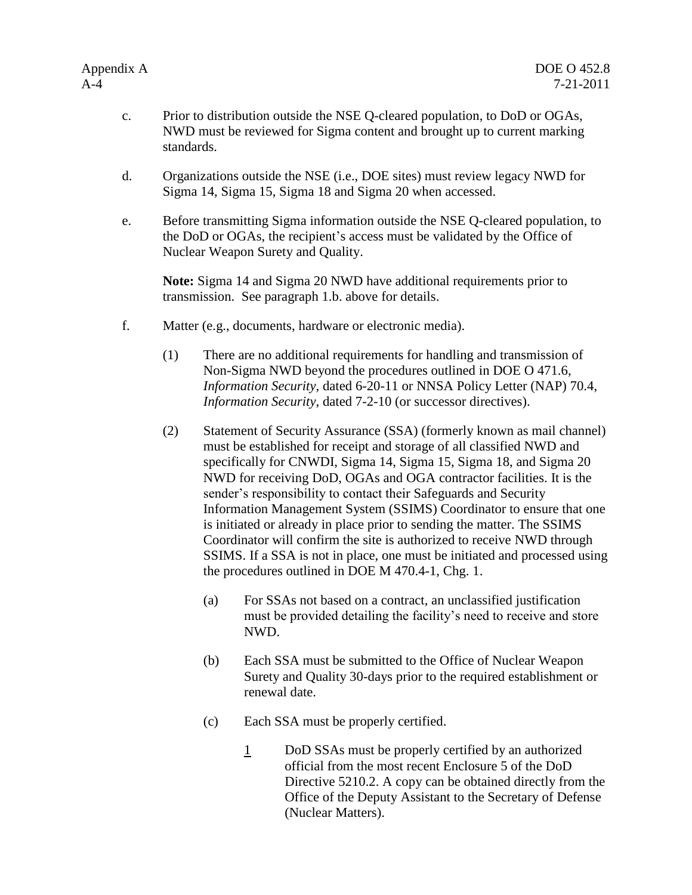c. Prior to distribution outside the NSE Q-cleared population, to DoD or OGAs, NWD must be reviewed for Sigma content and brought up to current marking standards.

d. Organizations outside the NSE (i.e., DOE sites) must review legacy NWD for Sigma 14, Sigma 15, Sigma 18 and Sigma 20 when accessed.

e. Before transmitting Sigma information outside the NSE Q-cleared population, to the DoD or OGAs, the recipient's access must be validated by the Office of Nuclear Weapon Surety and Quality.

   **Note:** Sigma 14 and Sigma 20 NWD have additional requirements prior to transmission. See paragraph 1.b. above for details.

f. Matter (e.g., documents, hardware or electronic media).

   (1) There are no additional requirements for handling and transmission of Non-Sigma NWD beyond the procedures outlined in DOE O 471.6, *Information Security*, dated 6-20-11 or NNSA Policy Letter (NAP) 70.4, *Information Security*, dated 7-2-10 (or successor directives).

   (2) Statement of Security Assurance (SSA) (formerly known as mail channel) must be established for receipt and storage of all classified NWD and specifically for CNWDI, Sigma 14, Sigma 15, Sigma 18, and Sigma 20 NWD for receiving DoD, OGAs and OGA contractor facilities. It is the sender's responsibility to contact their Safeguards and Security Information Management System (SSIMS) Coordinator to ensure that one is initiated or already in place prior to sending the matter. The SSIMS Coordinator will confirm the site is authorized to receive NWD through SSIMS. If a SSA is not in place, one must be initiated and processed using the procedures outlined in DOE M 470.4-1, Chg. 1.

      (a) For SSAs not based on a contract, an unclassified justification must be provided detailing the facility's need to receive and store NWD.

      (b) Each SSA must be submitted to the Office of Nuclear Weapon Surety and Quality 30-days prior to the required establishment or renewal date.

      (c) Each SSA must be properly certified.

         1 DoD SSAs must be properly certified by an authorized official from the most recent Enclosure 5 of the DoD Directive 5210.2. A copy can be obtained directly from the Office of the Deputy Assistant to the Secretary of Defense (Nuclear Matters).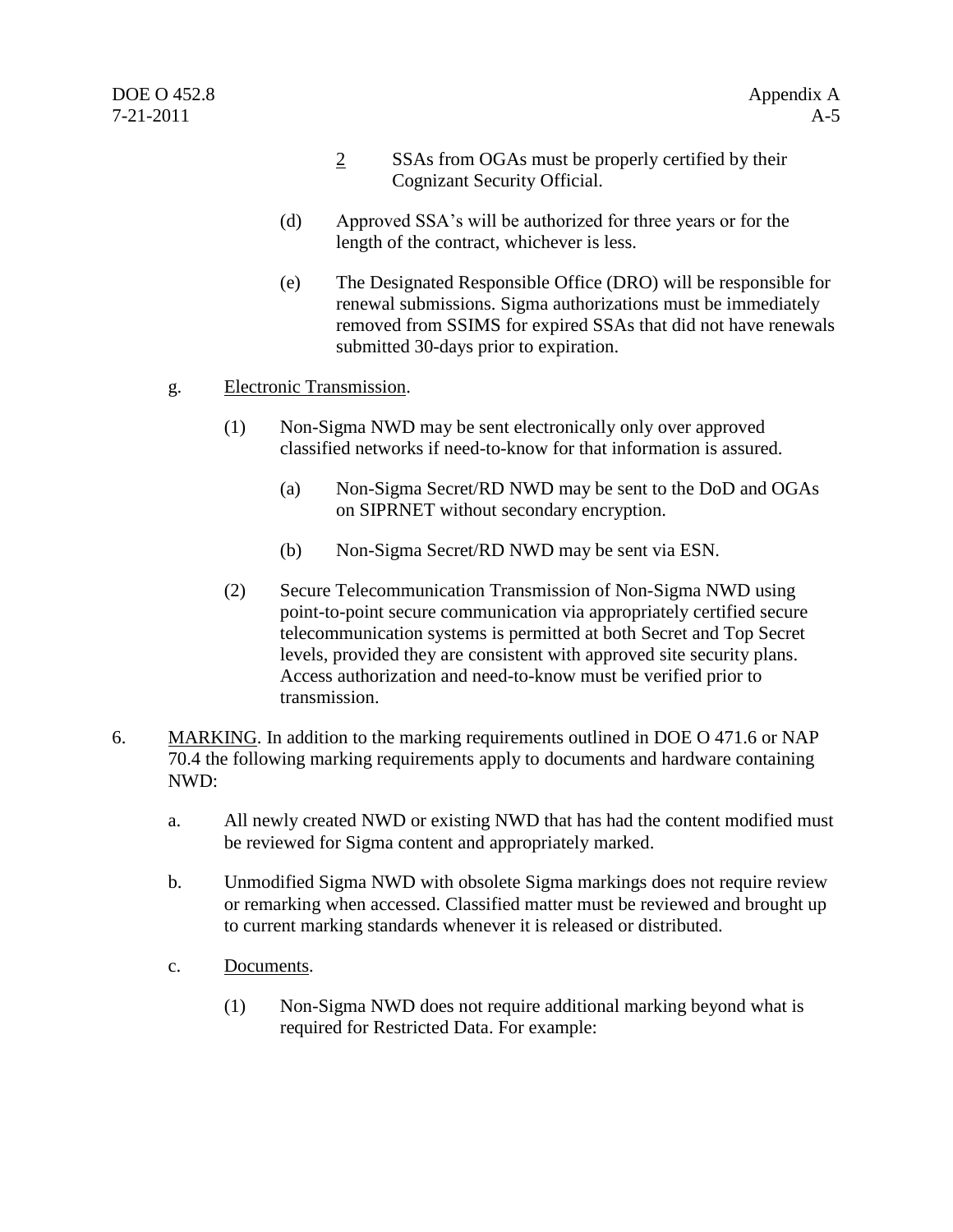<u>2</u> SSAs from OGAs must be properly certified by their Cognizant Security Official.

(d) Approved SSA's will be authorized for three years or for the length of the contract, whichever is less.

(e) The Designated Responsible Office (DRO) will be responsible for renewal submissions. Sigma authorizations must be immediately removed from SSIMS for expired SSAs that did not have renewals submitted 30-days prior to expiration.

g. <u>Electronic Transmission</u>.

(1) Non-Sigma NWD may be sent electronically only over approved classified networks if need-to-know for that information is assured.

(a) Non-Sigma Secret/RD NWD may be sent to the DoD and OGAs on SIPRNET without secondary encryption.

(b) Non-Sigma Secret/RD NWD may be sent via ESN.

(2) Secure Telecommunication Transmission of Non-Sigma NWD using point-to-point secure communication via appropriately certified secure telecommunication systems is permitted at both Secret and Top Secret levels, provided they are consistent with approved site security plans. Access authorization and need-to-know must be verified prior to transmission.

6. <u>MARKING</u>. In addition to the marking requirements outlined in DOE O 471.6 or NAP 70.4 the following marking requirements apply to documents and hardware containing NWD:

a. All newly created NWD or existing NWD that has had the content modified must be reviewed for Sigma content and appropriately marked.

b. Unmodified Sigma NWD with obsolete Sigma markings does not require review or remarking when accessed. Classified matter must be reviewed and brought up to current marking standards whenever it is released or distributed.

c. <u>Documents</u>.

(1) Non-Sigma NWD does not require additional marking beyond what is required for Restricted Data. For example: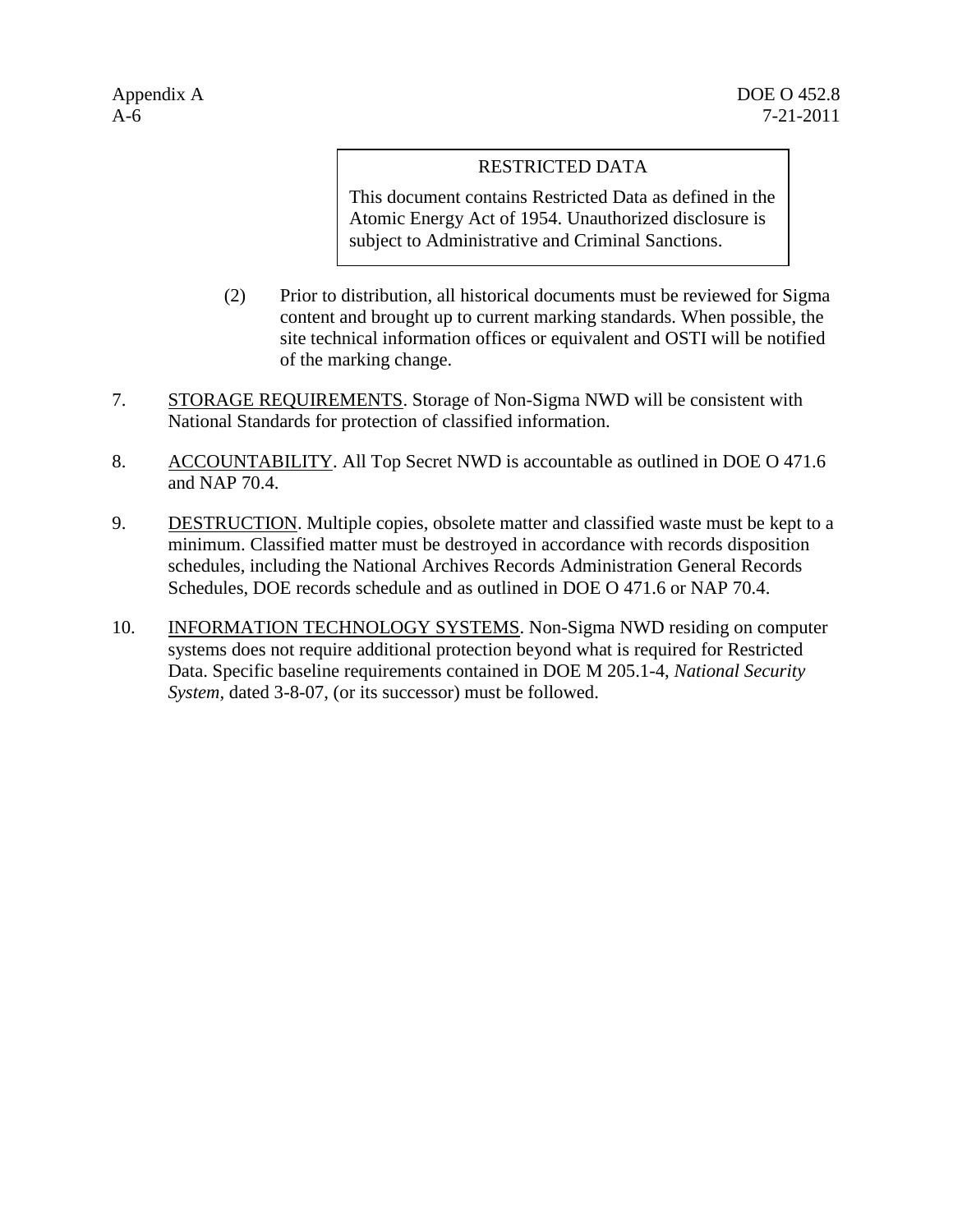> RESTRICTED DATA
>
> This document contains Restricted Data as defined in the Atomic Energy Act of 1954. Unauthorized disclosure is subject to Administrative and Criminal Sanctions.

(2) Prior to distribution, all historical documents must be reviewed for Sigma content and brought up to current marking standards. When possible, the site technical information offices or equivalent and OSTI will be notified of the marking change.

7. STORAGE REQUIREMENTS. Storage of Non-Sigma NWD will be consistent with National Standards for protection of classified information.

8. ACCOUNTABILITY. All Top Secret NWD is accountable as outlined in DOE O 471.6 and NAP 70.4.

9. DESTRUCTION. Multiple copies, obsolete matter and classified waste must be kept to a minimum. Classified matter must be destroyed in accordance with records disposition schedules, including the National Archives Records Administration General Records Schedules, DOE records schedule and as outlined in DOE O 471.6 or NAP 70.4.

10. INFORMATION TECHNOLOGY SYSTEMS. Non-Sigma NWD residing on computer systems does not require additional protection beyond what is required for Restricted Data. Specific baseline requirements contained in DOE M 205.1-4, *National Security System*, dated 3-8-07, (or its successor) must be followed.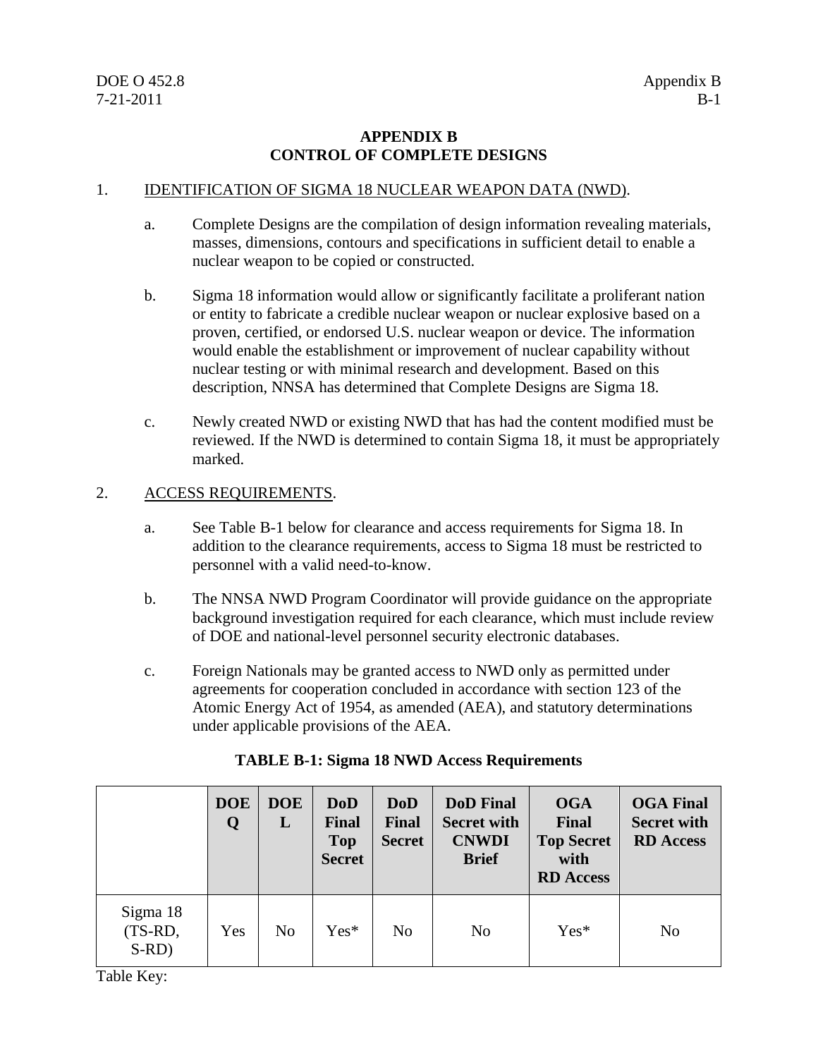## APPENDIX B
## CONTROL OF COMPLETE DESIGNS

1. IDENTIFICATION OF SIGMA 18 NUCLEAR WEAPON DATA (NWD).

   a. Complete Designs are the compilation of design information revealing materials, masses, dimensions, contours and specifications in sufficient detail to enable a nuclear weapon to be copied or constructed.

   b. Sigma 18 information would allow or significantly facilitate a proliferant nation or entity to fabricate a credible nuclear weapon or nuclear explosive based on a proven, certified, or endorsed U.S. nuclear weapon or device. The information would enable the establishment or improvement of nuclear capability without nuclear testing or with minimal research and development. Based on this description, NNSA has determined that Complete Designs are Sigma 18.

   c. Newly created NWD or existing NWD that has had the content modified must be reviewed. If the NWD is determined to contain Sigma 18, it must be appropriately marked.

2. ACCESS REQUIREMENTS.

   a. See Table B-1 below for clearance and access requirements for Sigma 18. In addition to the clearance requirements, access to Sigma 18 must be restricted to personnel with a valid need-to-know.

   b. The NNSA NWD Program Coordinator will provide guidance on the appropriate background investigation required for each clearance, which must include review of DOE and national-level personnel security electronic databases.

   c. Foreign Nationals may be granted access to NWD only as permitted under agreements for cooperation concluded in accordance with section 123 of the Atomic Energy Act of 1954, as amended (AEA), and statutory determinations under applicable provisions of the AEA.

**TABLE B-1: Sigma 18 NWD Access Requirements**

| | DOE Q | DOE L | DoD Final Top Secret | DoD Final Secret | DoD Final Secret with CNWDI Brief | OGA Final Top Secret with RD Access | OGA Final Secret with RD Access |
|---|---|---|---|---|---|---|---|
| Sigma 18 (TS-RD, S-RD) | Yes | No | Yes* | No | No | Yes* | No |

Table Key: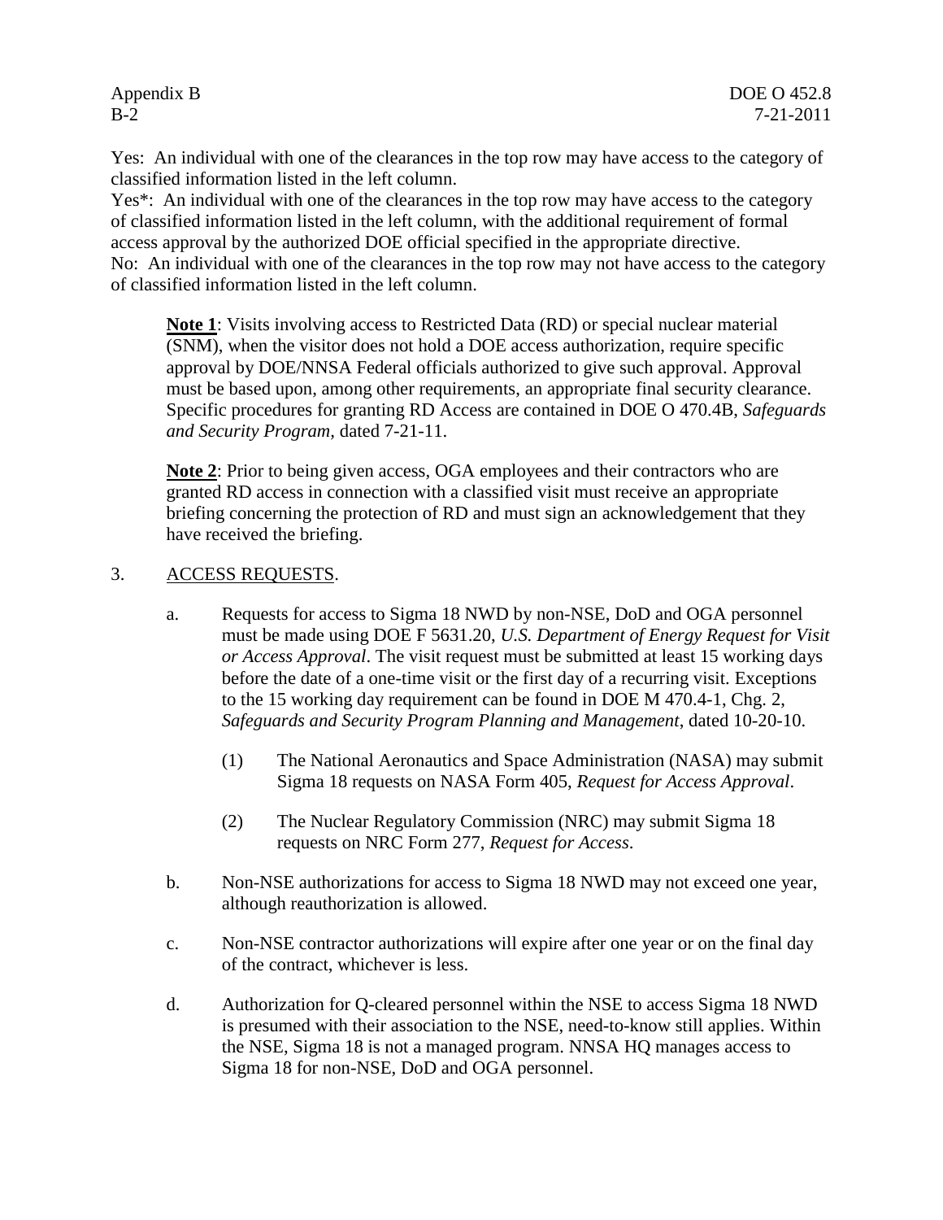Yes: An individual with one of the clearances in the top row may have access to the category of classified information listed in the left column.
Yes*: An individual with one of the clearances in the top row may have access to the category of classified information listed in the left column, with the additional requirement of formal access approval by the authorized DOE official specified in the appropriate directive.
No: An individual with one of the clearances in the top row may not have access to the category of classified information listed in the left column.

> **Note 1**: Visits involving access to Restricted Data (RD) or special nuclear material (SNM), when the visitor does not hold a DOE access authorization, require specific approval by DOE/NNSA Federal officials authorized to give such approval. Approval must be based upon, among other requirements, an appropriate final security clearance. Specific procedures for granting RD Access are contained in DOE O 470.4B, *Safeguards and Security Program*, dated 7-21-11.
>
> **Note 2**: Prior to being given access, OGA employees and their contractors who are granted RD access in connection with a classified visit must receive an appropriate briefing concerning the protection of RD and must sign an acknowledgement that they have received the briefing.

3. ACCESS REQUESTS.

   a. Requests for access to Sigma 18 NWD by non-NSE, DoD and OGA personnel must be made using DOE F 5631.20, *U.S. Department of Energy Request for Visit or Access Approval*. The visit request must be submitted at least 15 working days before the date of a one-time visit or the first day of a recurring visit. Exceptions to the 15 working day requirement can be found in DOE M 470.4-1, Chg. 2, *Safeguards and Security Program Planning and Management*, dated 10-20-10.

      (1) The National Aeronautics and Space Administration (NASA) may submit Sigma 18 requests on NASA Form 405, *Request for Access Approval*.

      (2) The Nuclear Regulatory Commission (NRC) may submit Sigma 18 requests on NRC Form 277, *Request for Access*.

   b. Non-NSE authorizations for access to Sigma 18 NWD may not exceed one year, although reauthorization is allowed.

   c. Non-NSE contractor authorizations will expire after one year or on the final day of the contract, whichever is less.

   d. Authorization for Q-cleared personnel within the NSE to access Sigma 18 NWD is presumed with their association to the NSE, need-to-know still applies. Within the NSE, Sigma 18 is not a managed program. NNSA HQ manages access to Sigma 18 for non-NSE, DoD and OGA personnel.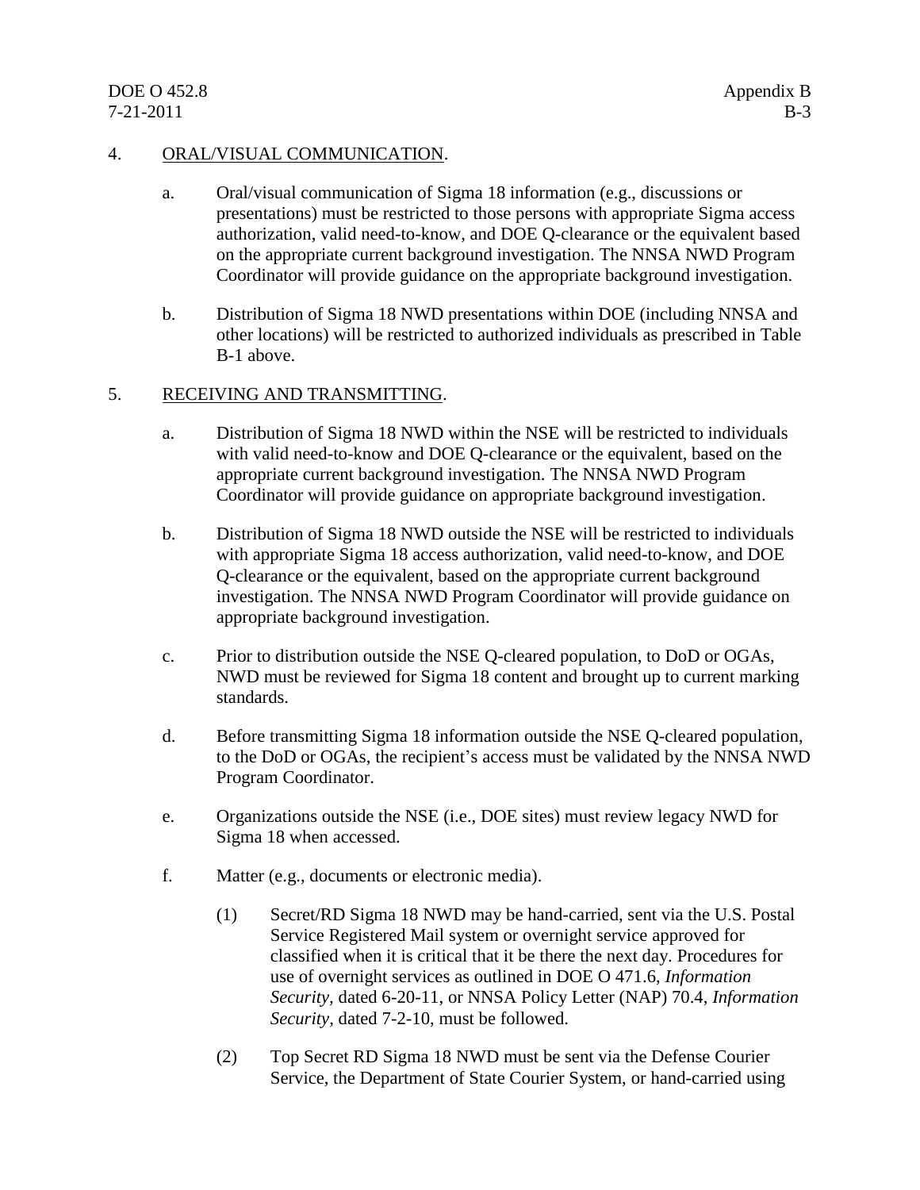4. ORAL/VISUAL COMMUNICATION.

   a. Oral/visual communication of Sigma 18 information (e.g., discussions or presentations) must be restricted to those persons with appropriate Sigma access authorization, valid need-to-know, and DOE Q-clearance or the equivalent based on the appropriate current background investigation. The NNSA NWD Program Coordinator will provide guidance on the appropriate background investigation.

   b. Distribution of Sigma 18 NWD presentations within DOE (including NNSA and other locations) will be restricted to authorized individuals as prescribed in Table B-1 above.

5. RECEIVING AND TRANSMITTING.

   a. Distribution of Sigma 18 NWD within the NSE will be restricted to individuals with valid need-to-know and DOE Q-clearance or the equivalent, based on the appropriate current background investigation. The NNSA NWD Program Coordinator will provide guidance on appropriate background investigation.

   b. Distribution of Sigma 18 NWD outside the NSE will be restricted to individuals with appropriate Sigma 18 access authorization, valid need-to-know, and DOE Q-clearance or the equivalent, based on the appropriate current background investigation. The NNSA NWD Program Coordinator will provide guidance on appropriate background investigation.

   c. Prior to distribution outside the NSE Q-cleared population, to DoD or OGAs, NWD must be reviewed for Sigma 18 content and brought up to current marking standards.

   d. Before transmitting Sigma 18 information outside the NSE Q-cleared population, to the DoD or OGAs, the recipient's access must be validated by the NNSA NWD Program Coordinator.

   e. Organizations outside the NSE (i.e., DOE sites) must review legacy NWD for Sigma 18 when accessed.

   f. Matter (e.g., documents or electronic media).

      (1) Secret/RD Sigma 18 NWD may be hand-carried, sent via the U.S. Postal Service Registered Mail system or overnight service approved for classified when it is critical that it be there the next day. Procedures for use of overnight services as outlined in DOE O 471.6, *Information Security*, dated 6-20-11, or NNSA Policy Letter (NAP) 70.4, *Information Security*, dated 7-2-10, must be followed.

      (2) Top Secret RD Sigma 18 NWD must be sent via the Defense Courier Service, the Department of State Courier System, or hand-carried using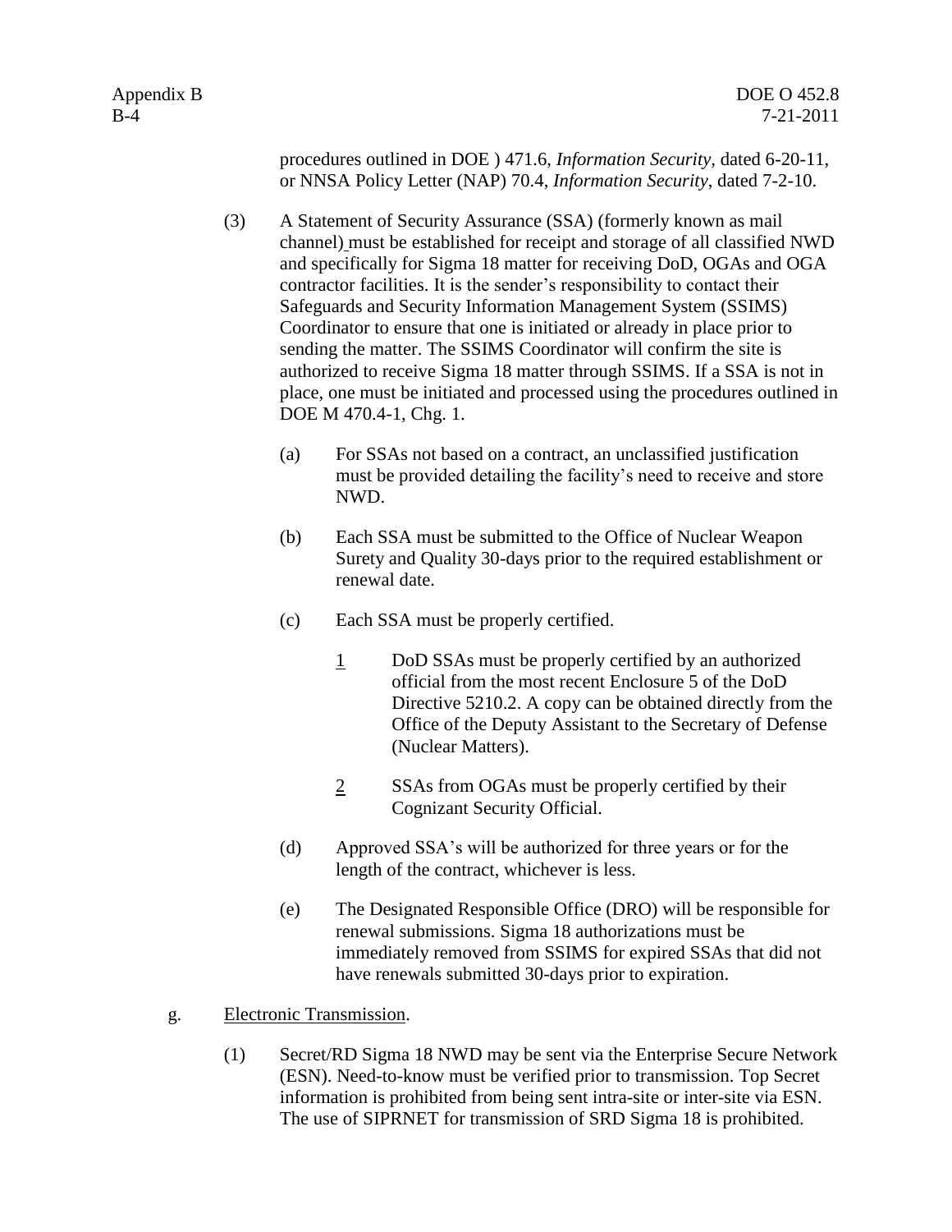procedures outlined in DOE ) 471.6, *Information Security*, dated 6-20-11, or NNSA Policy Letter (NAP) 70.4, *Information Security*, dated 7-2-10.

(3) A Statement of Security Assurance (SSA) (formerly known as mail channel) must be established for receipt and storage of all classified NWD and specifically for Sigma 18 matter for receiving DoD, OGAs and OGA contractor facilities. It is the sender's responsibility to contact their Safeguards and Security Information Management System (SSIMS) Coordinator to ensure that one is initiated or already in place prior to sending the matter. The SSIMS Coordinator will confirm the site is authorized to receive Sigma 18 matter through SSIMS. If a SSA is not in place, one must be initiated and processed using the procedures outlined in DOE M 470.4-1, Chg. 1.

(a) For SSAs not based on a contract, an unclassified justification must be provided detailing the facility's need to receive and store NWD.

(b) Each SSA must be submitted to the Office of Nuclear Weapon Surety and Quality 30-days prior to the required establishment or renewal date.

(c) Each SSA must be properly certified.

1 DoD SSAs must be properly certified by an authorized official from the most recent Enclosure 5 of the DoD Directive 5210.2. A copy can be obtained directly from the Office of the Deputy Assistant to the Secretary of Defense (Nuclear Matters).

2 SSAs from OGAs must be properly certified by their Cognizant Security Official.

(d) Approved SSA's will be authorized for three years or for the length of the contract, whichever is less.

(e) The Designated Responsible Office (DRO) will be responsible for renewal submissions. Sigma 18 authorizations must be immediately removed from SSIMS for expired SSAs that did not have renewals submitted 30-days prior to expiration.

g. Electronic Transmission.

(1) Secret/RD Sigma 18 NWD may be sent via the Enterprise Secure Network (ESN). Need-to-know must be verified prior to transmission. Top Secret information is prohibited from being sent intra-site or inter-site via ESN. The use of SIPRNET for transmission of SRD Sigma 18 is prohibited.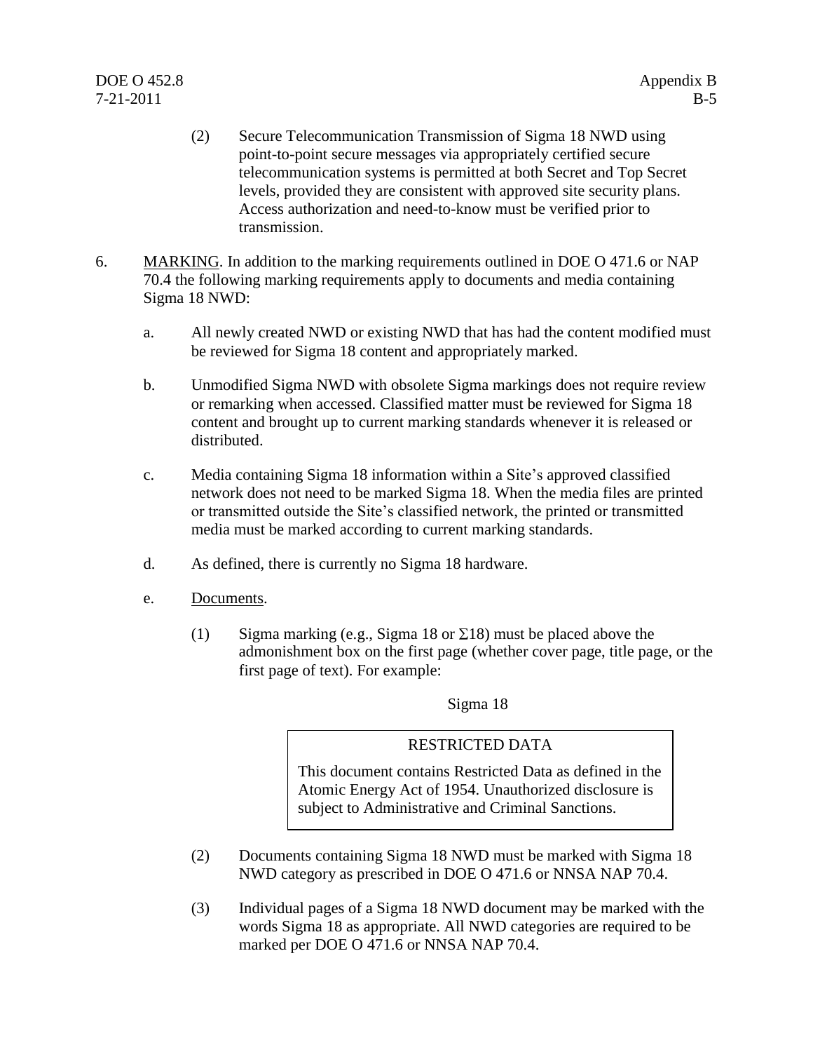(2) Secure Telecommunication Transmission of Sigma 18 NWD using point-to-point secure messages via appropriately certified secure telecommunication systems is permitted at both Secret and Top Secret levels, provided they are consistent with approved site security plans. Access authorization and need-to-know must be verified prior to transmission.

6. MARKING. In addition to the marking requirements outlined in DOE O 471.6 or NAP 70.4 the following marking requirements apply to documents and media containing Sigma 18 NWD:

a. All newly created NWD or existing NWD that has had the content modified must be reviewed for Sigma 18 content and appropriately marked.

b. Unmodified Sigma NWD with obsolete Sigma markings does not require review or remarking when accessed. Classified matter must be reviewed for Sigma 18 content and brought up to current marking standards whenever it is released or distributed.

c. Media containing Sigma 18 information within a Site's approved classified network does not need to be marked Sigma 18. When the media files are printed or transmitted outside the Site's classified network, the printed or transmitted media must be marked according to current marking standards.

d. As defined, there is currently no Sigma 18 hardware.

e. Documents.

(1) Sigma marking (e.g., Sigma 18 or Σ18) must be placed above the admonishment box on the first page (whether cover page, title page, or the first page of text). For example:

Sigma 18

| RESTRICTED DATA |
|---|
| This document contains Restricted Data as defined in the Atomic Energy Act of 1954. Unauthorized disclosure is subject to Administrative and Criminal Sanctions. |

(2) Documents containing Sigma 18 NWD must be marked with Sigma 18 NWD category as prescribed in DOE O 471.6 or NNSA NAP 70.4.

(3) Individual pages of a Sigma 18 NWD document may be marked with the words Sigma 18 as appropriate. All NWD categories are required to be marked per DOE O 471.6 or NNSA NAP 70.4.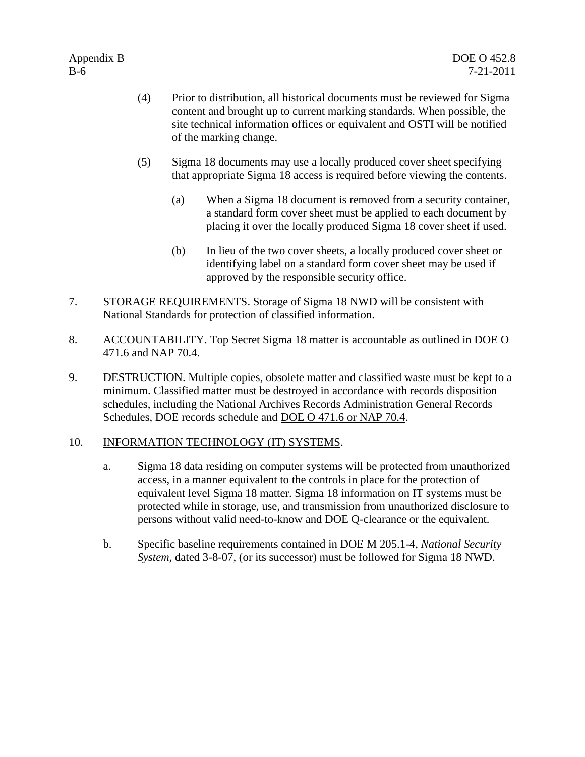(4) Prior to distribution, all historical documents must be reviewed for Sigma content and brought up to current marking standards. When possible, the site technical information offices or equivalent and OSTI will be notified of the marking change.

(5) Sigma 18 documents may use a locally produced cover sheet specifying that appropriate Sigma 18 access is required before viewing the contents.

(a) When a Sigma 18 document is removed from a security container, a standard form cover sheet must be applied to each document by placing it over the locally produced Sigma 18 cover sheet if used.

(b) In lieu of the two cover sheets, a locally produced cover sheet or identifying label on a standard form cover sheet may be used if approved by the responsible security office.

7. STORAGE REQUIREMENTS. Storage of Sigma 18 NWD will be consistent with National Standards for protection of classified information.

8. ACCOUNTABILITY. Top Secret Sigma 18 matter is accountable as outlined in DOE O 471.6 and NAP 70.4.

9. DESTRUCTION. Multiple copies, obsolete matter and classified waste must be kept to a minimum. Classified matter must be destroyed in accordance with records disposition schedules, including the National Archives Records Administration General Records Schedules, DOE records schedule and DOE O 471.6 or NAP 70.4.

10. INFORMATION TECHNOLOGY (IT) SYSTEMS.

a. Sigma 18 data residing on computer systems will be protected from unauthorized access, in a manner equivalent to the controls in place for the protection of equivalent level Sigma 18 matter. Sigma 18 information on IT systems must be protected while in storage, use, and transmission from unauthorized disclosure to persons without valid need-to-know and DOE Q-clearance or the equivalent.

b. Specific baseline requirements contained in DOE M 205.1-4, *National Security System*, dated 3-8-07, (or its successor) must be followed for Sigma 18 NWD.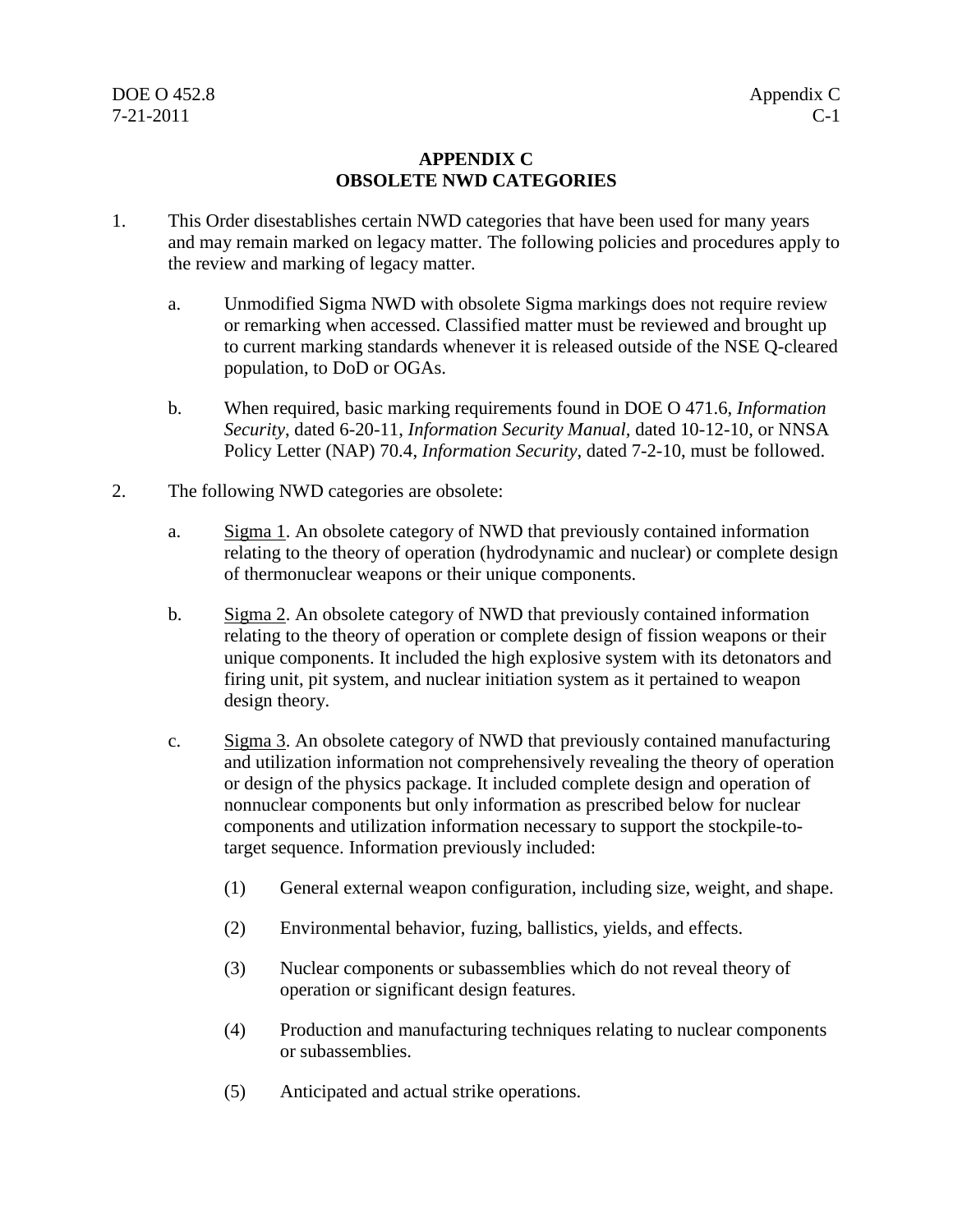# APPENDIX C
# OBSOLETE NWD CATEGORIES

1. This Order disestablishes certain NWD categories that have been used for many years and may remain marked on legacy matter. The following policies and procedures apply to the review and marking of legacy matter.

   a. Unmodified Sigma NWD with obsolete Sigma markings does not require review or remarking when accessed. Classified matter must be reviewed and brought up to current marking standards whenever it is released outside of the NSE Q-cleared population, to DoD or OGAs.

   b. When required, basic marking requirements found in DOE O 471.6, *Information Security*, dated 6-20-11, *Information Security Manual,* dated 10-12-10, or NNSA Policy Letter (NAP) 70.4, *Information Security*, dated 7-2-10, must be followed.

2. The following NWD categories are obsolete:

   a. Sigma 1. An obsolete category of NWD that previously contained information relating to the theory of operation (hydrodynamic and nuclear) or complete design of thermonuclear weapons or their unique components.

   b. Sigma 2. An obsolete category of NWD that previously contained information relating to the theory of operation or complete design of fission weapons or their unique components. It included the high explosive system with its detonators and firing unit, pit system, and nuclear initiation system as it pertained to weapon design theory.

   c. Sigma 3. An obsolete category of NWD that previously contained manufacturing and utilization information not comprehensively revealing the theory of operation or design of the physics package. It included complete design and operation of nonnuclear components but only information as prescribed below for nuclear components and utilization information necessary to support the stockpile-to-target sequence. Information previously included:

      (1) General external weapon configuration, including size, weight, and shape.

      (2) Environmental behavior, fuzing, ballistics, yields, and effects.

      (3) Nuclear components or subassemblies which do not reveal theory of operation or significant design features.

      (4) Production and manufacturing techniques relating to nuclear components or subassemblies.

      (5) Anticipated and actual strike operations.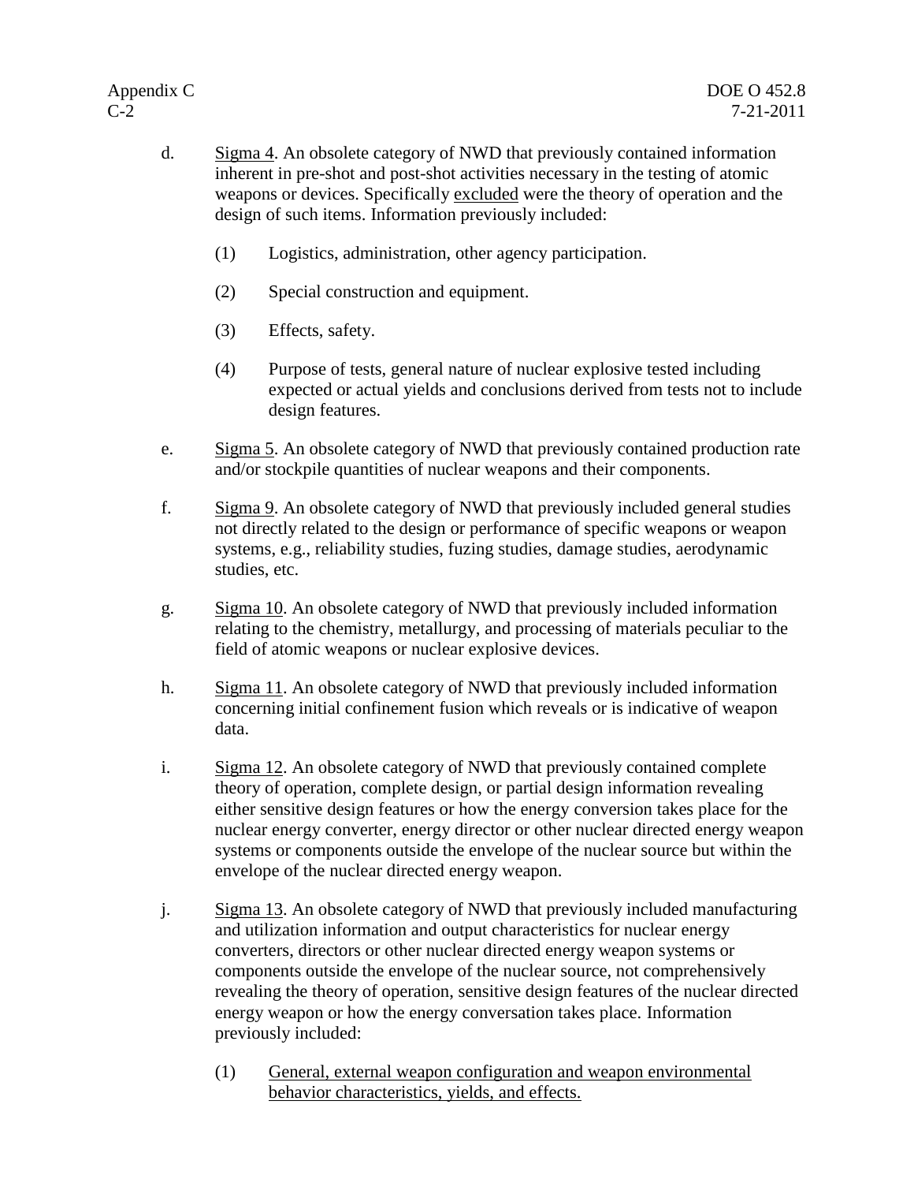d. Sigma 4. An obsolete category of NWD that previously contained information inherent in pre-shot and post-shot activities necessary in the testing of atomic weapons or devices. Specifically excluded were the theory of operation and the design of such items. Information previously included:

   (1) Logistics, administration, other agency participation.

   (2) Special construction and equipment.

   (3) Effects, safety.

   (4) Purpose of tests, general nature of nuclear explosive tested including expected or actual yields and conclusions derived from tests not to include design features.

e. Sigma 5. An obsolete category of NWD that previously contained production rate and/or stockpile quantities of nuclear weapons and their components.

f. Sigma 9. An obsolete category of NWD that previously included general studies not directly related to the design or performance of specific weapons or weapon systems, e.g., reliability studies, fuzing studies, damage studies, aerodynamic studies, etc.

g. Sigma 10. An obsolete category of NWD that previously included information relating to the chemistry, metallurgy, and processing of materials peculiar to the field of atomic weapons or nuclear explosive devices.

h. Sigma 11. An obsolete category of NWD that previously included information concerning initial confinement fusion which reveals or is indicative of weapon data.

i. Sigma 12. An obsolete category of NWD that previously contained complete theory of operation, complete design, or partial design information revealing either sensitive design features or how the energy conversion takes place for the nuclear energy converter, energy director or other nuclear directed energy weapon systems or components outside the envelope of the nuclear source but within the envelope of the nuclear directed energy weapon.

j. Sigma 13. An obsolete category of NWD that previously included manufacturing and utilization information and output characteristics for nuclear energy converters, directors or other nuclear directed energy weapon systems or components outside the envelope of the nuclear source, not comprehensively revealing the theory of operation, sensitive design features of the nuclear directed energy weapon or how the energy conversation takes place. Information previously included:

   (1) General, external weapon configuration and weapon environmental behavior characteristics, yields, and effects.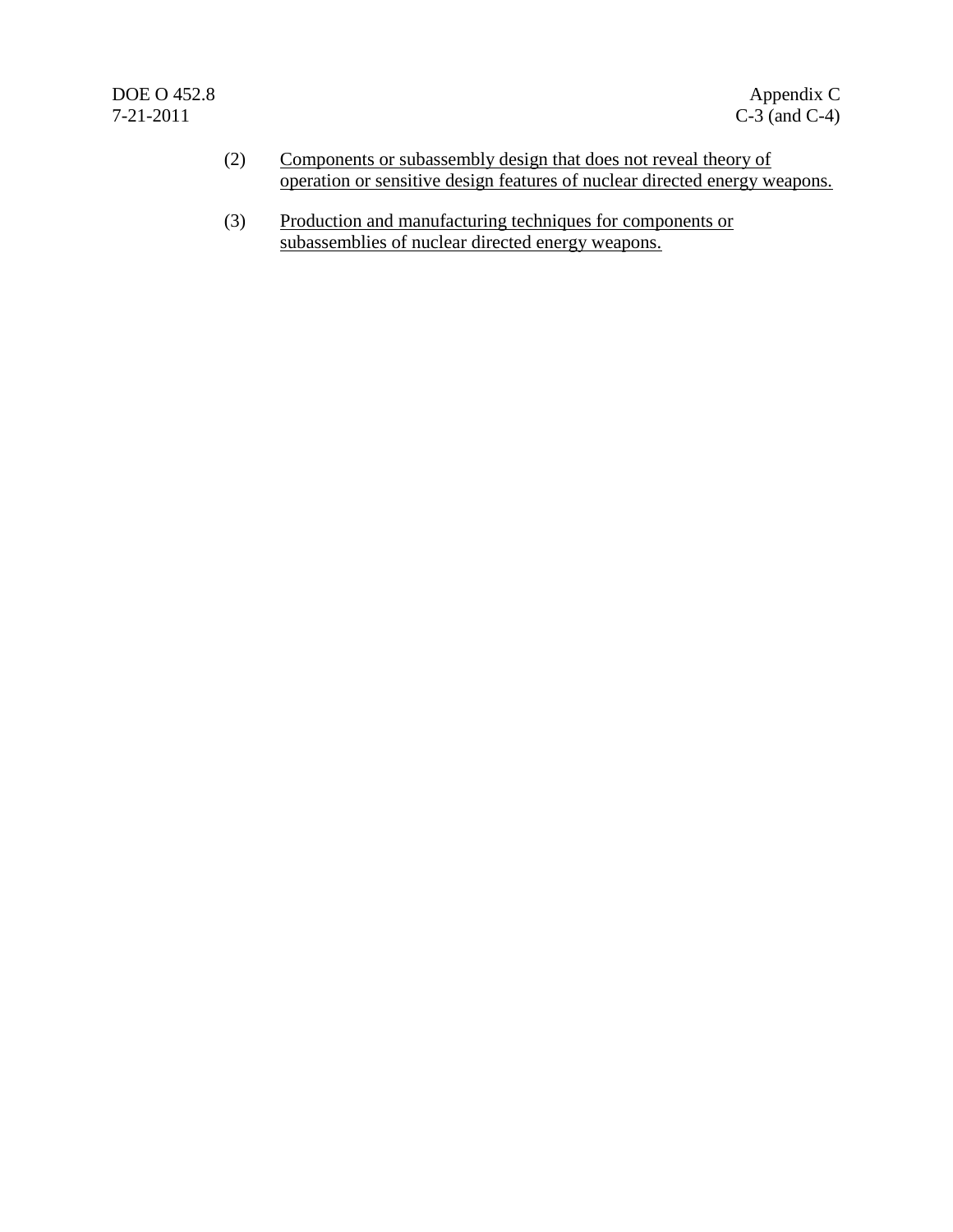(2) Components or subassembly design that does not reveal theory of operation or sensitive design features of nuclear directed energy weapons.

(3) Production and manufacturing techniques for components or subassemblies of nuclear directed energy weapons.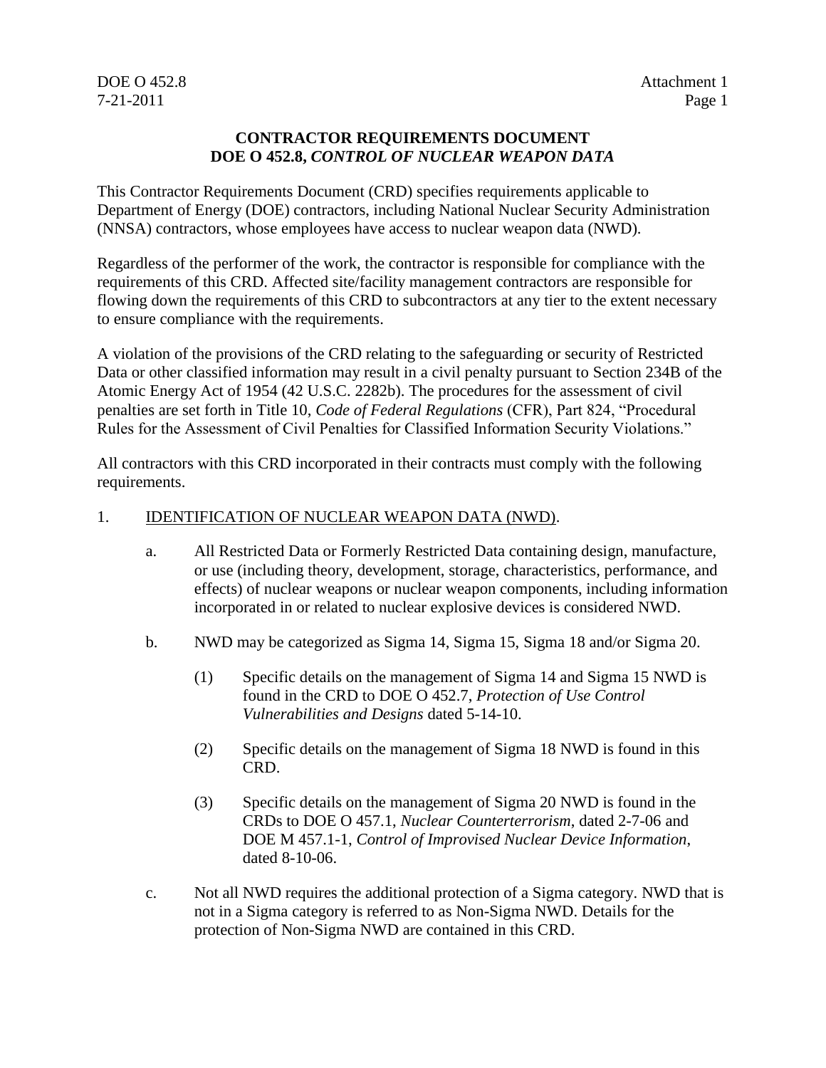# CONTRACTOR REQUIREMENTS DOCUMENT
# DOE O 452.8, *CONTROL OF NUCLEAR WEAPON DATA*

This Contractor Requirements Document (CRD) specifies requirements applicable to Department of Energy (DOE) contractors, including National Nuclear Security Administration (NNSA) contractors, whose employees have access to nuclear weapon data (NWD).

Regardless of the performer of the work, the contractor is responsible for compliance with the requirements of this CRD. Affected site/facility management contractors are responsible for flowing down the requirements of this CRD to subcontractors at any tier to the extent necessary to ensure compliance with the requirements.

A violation of the provisions of the CRD relating to the safeguarding or security of Restricted Data or other classified information may result in a civil penalty pursuant to Section 234B of the Atomic Energy Act of 1954 (42 U.S.C. 2282b). The procedures for the assessment of civil penalties are set forth in Title 10, *Code of Federal Regulations* (CFR), Part 824, "Procedural Rules for the Assessment of Civil Penalties for Classified Information Security Violations."

All contractors with this CRD incorporated in their contracts must comply with the following requirements.

1. IDENTIFICATION OF NUCLEAR WEAPON DATA (NWD).

   a. All Restricted Data or Formerly Restricted Data containing design, manufacture, or use (including theory, development, storage, characteristics, performance, and effects) of nuclear weapons or nuclear weapon components, including information incorporated in or related to nuclear explosive devices is considered NWD.

   b. NWD may be categorized as Sigma 14, Sigma 15, Sigma 18 and/or Sigma 20.

      (1) Specific details on the management of Sigma 14 and Sigma 15 NWD is found in the CRD to DOE O 452.7, *Protection of Use Control Vulnerabilities and Designs* dated 5-14-10.

      (2) Specific details on the management of Sigma 18 NWD is found in this CRD.

      (3) Specific details on the management of Sigma 20 NWD is found in the CRDs to DOE O 457.1, *Nuclear Counterterrorism*, dated 2-7-06 and DOE M 457.1-1, *Control of Improvised Nuclear Device Information*, dated 8-10-06.

   c. Not all NWD requires the additional protection of a Sigma category. NWD that is not in a Sigma category is referred to as Non-Sigma NWD. Details for the protection of Non-Sigma NWD are contained in this CRD.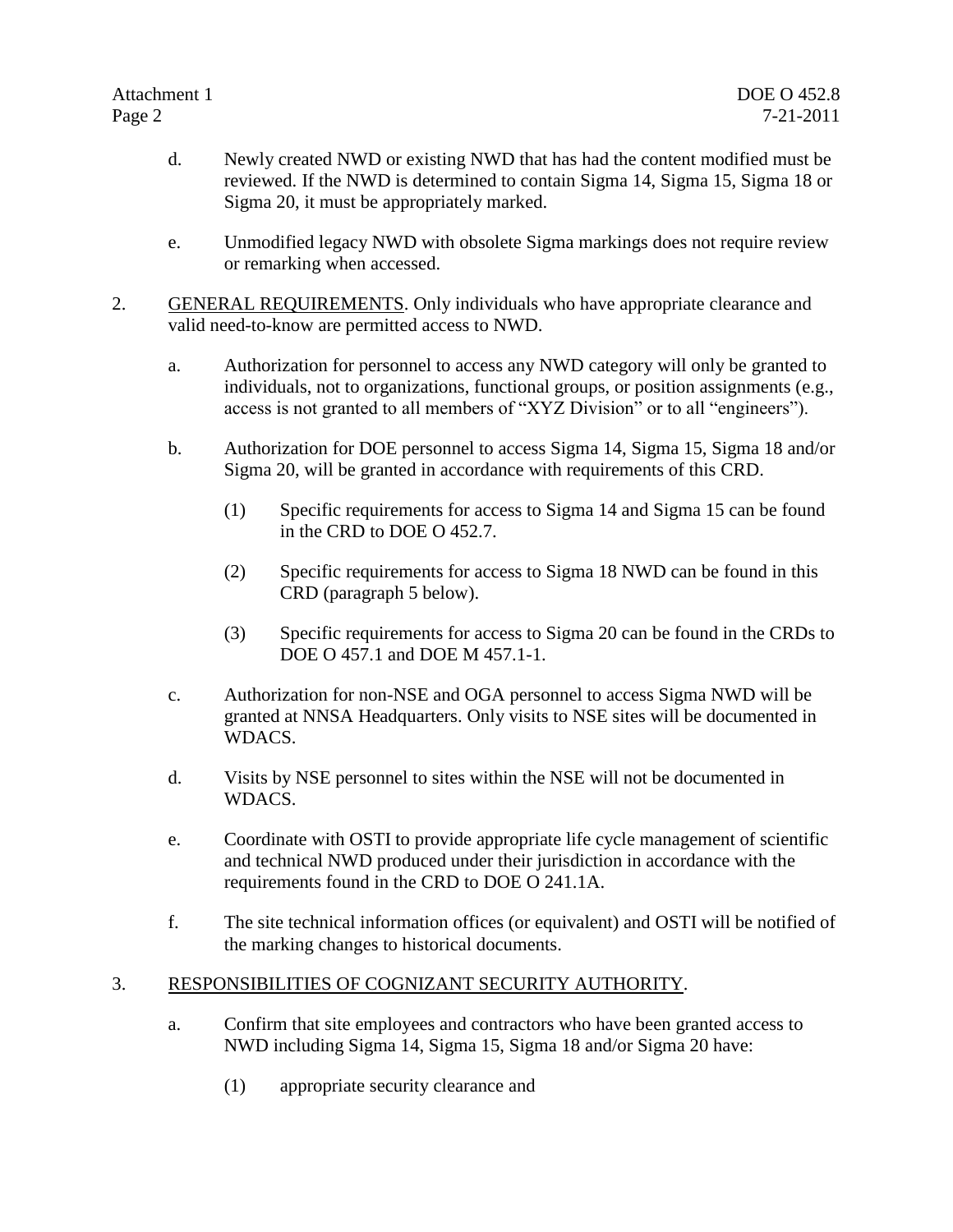d. Newly created NWD or existing NWD that has had the content modified must be reviewed. If the NWD is determined to contain Sigma 14, Sigma 15, Sigma 18 or Sigma 20, it must be appropriately marked.

e. Unmodified legacy NWD with obsolete Sigma markings does not require review or remarking when accessed.

2. GENERAL REQUIREMENTS. Only individuals who have appropriate clearance and valid need-to-know are permitted access to NWD.

   a. Authorization for personnel to access any NWD category will only be granted to individuals, not to organizations, functional groups, or position assignments (e.g., access is not granted to all members of "XYZ Division" or to all "engineers").

   b. Authorization for DOE personnel to access Sigma 14, Sigma 15, Sigma 18 and/or Sigma 20, will be granted in accordance with requirements of this CRD.

      (1) Specific requirements for access to Sigma 14 and Sigma 15 can be found in the CRD to DOE O 452.7.

      (2) Specific requirements for access to Sigma 18 NWD can be found in this CRD (paragraph 5 below).

      (3) Specific requirements for access to Sigma 20 can be found in the CRDs to DOE O 457.1 and DOE M 457.1-1.

   c. Authorization for non-NSE and OGA personnel to access Sigma NWD will be granted at NNSA Headquarters. Only visits to NSE sites will be documented in WDACS.

   d. Visits by NSE personnel to sites within the NSE will not be documented in WDACS.

   e. Coordinate with OSTI to provide appropriate life cycle management of scientific and technical NWD produced under their jurisdiction in accordance with the requirements found in the CRD to DOE O 241.1A.

   f. The site technical information offices (or equivalent) and OSTI will be notified of the marking changes to historical documents.

3. RESPONSIBILITIES OF COGNIZANT SECURITY AUTHORITY.

   a. Confirm that site employees and contractors who have been granted access to NWD including Sigma 14, Sigma 15, Sigma 18 and/or Sigma 20 have:

      (1) appropriate security clearance and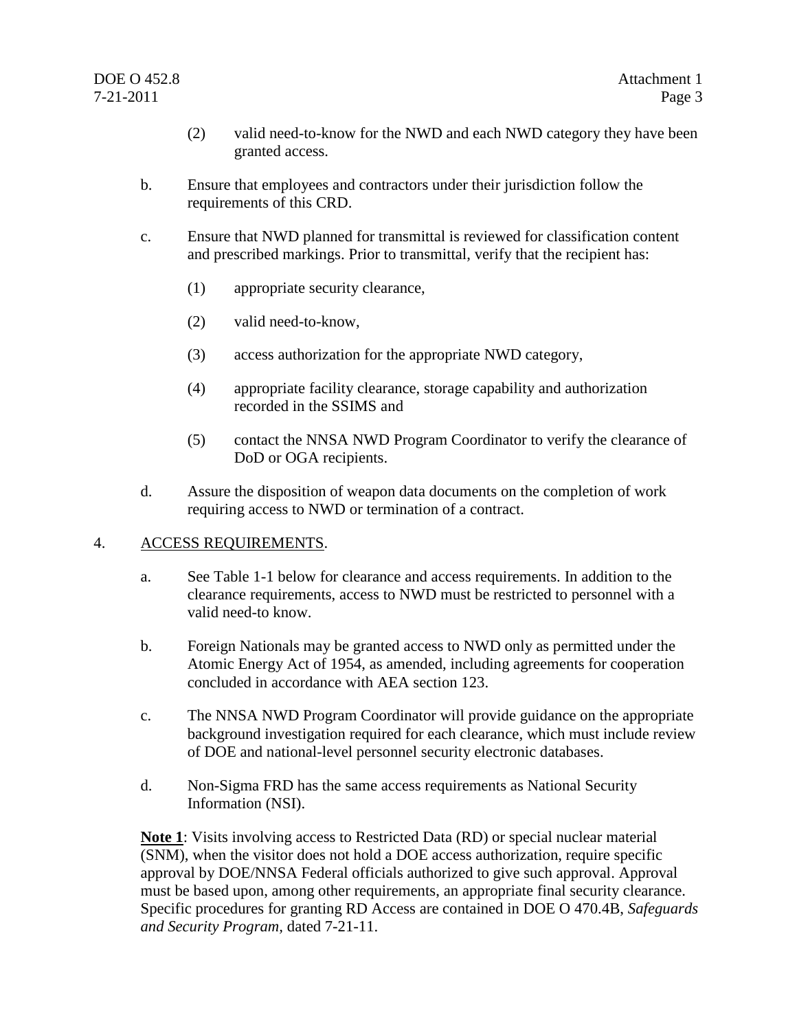(2) valid need-to-know for the NWD and each NWD category they have been granted access.

b. Ensure that employees and contractors under their jurisdiction follow the requirements of this CRD.

c. Ensure that NWD planned for transmittal is reviewed for classification content and prescribed markings. Prior to transmittal, verify that the recipient has:

(1) appropriate security clearance,

(2) valid need-to-know,

(3) access authorization for the appropriate NWD category,

(4) appropriate facility clearance, storage capability and authorization recorded in the SSIMS and

(5) contact the NNSA NWD Program Coordinator to verify the clearance of DoD or OGA recipients.

d. Assure the disposition of weapon data documents on the completion of work requiring access to NWD or termination of a contract.

4. ACCESS REQUIREMENTS.

a. See Table 1-1 below for clearance and access requirements. In addition to the clearance requirements, access to NWD must be restricted to personnel with a valid need-to know.

b. Foreign Nationals may be granted access to NWD only as permitted under the Atomic Energy Act of 1954, as amended, including agreements for cooperation concluded in accordance with AEA section 123.

c. The NNSA NWD Program Coordinator will provide guidance on the appropriate background investigation required for each clearance, which must include review of DOE and national-level personnel security electronic databases.

d. Non-Sigma FRD has the same access requirements as National Security Information (NSI).

**Note 1**: Visits involving access to Restricted Data (RD) or special nuclear material (SNM), when the visitor does not hold a DOE access authorization, require specific approval by DOE/NNSA Federal officials authorized to give such approval. Approval must be based upon, among other requirements, an appropriate final security clearance. Specific procedures for granting RD Access are contained in DOE O 470.4B, *Safeguards and Security Program*, dated 7-21-11.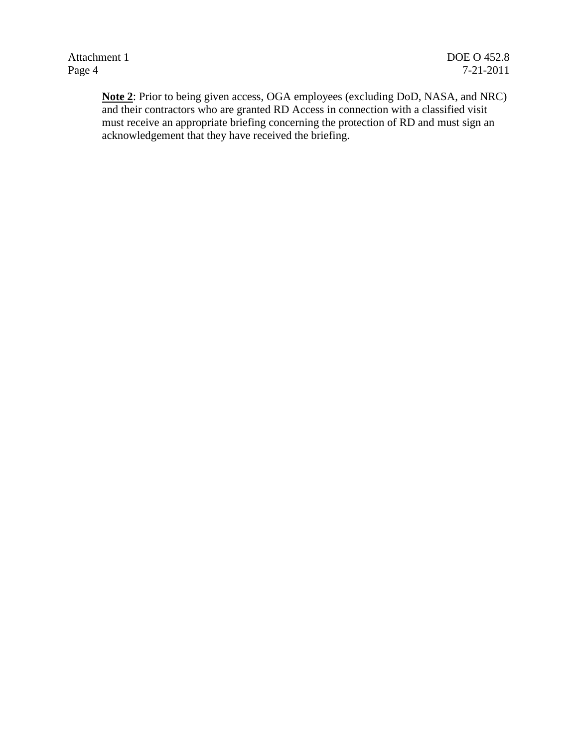**Note 2**: Prior to being given access, OGA employees (excluding DoD, NASA, and NRC) and their contractors who are granted RD Access in connection with a classified visit must receive an appropriate briefing concerning the protection of RD and must sign an acknowledgement that they have received the briefing.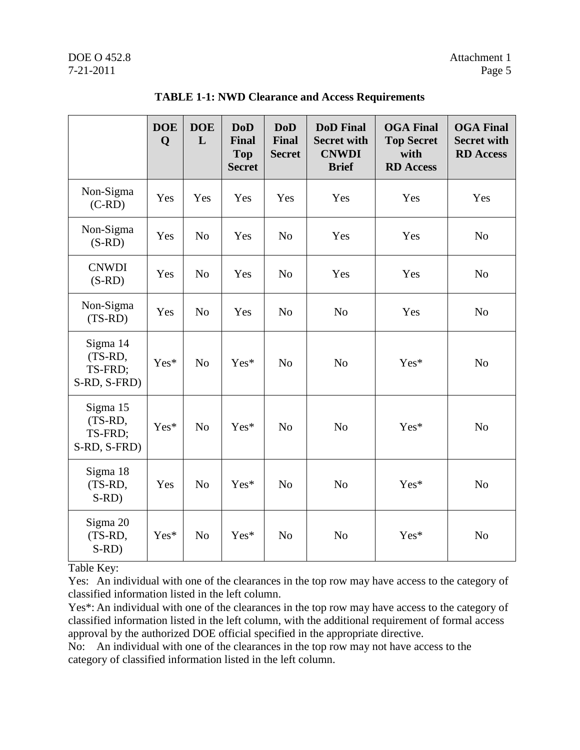**TABLE 1-1: NWD Clearance and Access Requirements**

| | DOE Q | DOE L | DoD Final Top Secret | DoD Final Secret | DoD Final Secret with CNWDI Brief | OGA Final Top Secret with RD Access | OGA Final Secret with RD Access |
|---|---|---|---|---|---|---|---|
| Non-Sigma (C-RD) | Yes | Yes | Yes | Yes | Yes | Yes | Yes |
| Non-Sigma (S-RD) | Yes | No | Yes | No | Yes | Yes | No |
| CNWDI (S-RD) | Yes | No | Yes | No | Yes | Yes | No |
| Non-Sigma (TS-RD) | Yes | No | Yes | No | No | Yes | No |
| Sigma 14 (TS-RD, TS-FRD; S-RD, S-FRD) | Yes* | No | Yes* | No | No | Yes* | No |
| Sigma 15 (TS-RD, TS-FRD; S-RD, S-FRD) | Yes* | No | Yes* | No | No | Yes* | No |
| Sigma 18 (TS-RD, S-RD) | Yes | No | Yes* | No | No | Yes* | No |
| Sigma 20 (TS-RD, S-RD) | Yes* | No | Yes* | No | No | Yes* | No |

Table Key:

Yes: An individual with one of the clearances in the top row may have access to the category of classified information listed in the left column.

Yes*: An individual with one of the clearances in the top row may have access to the category of classified information listed in the left column, with the additional requirement of formal access approval by the authorized DOE official specified in the appropriate directive.

No: An individual with one of the clearances in the top row may not have access to the category of classified information listed in the left column.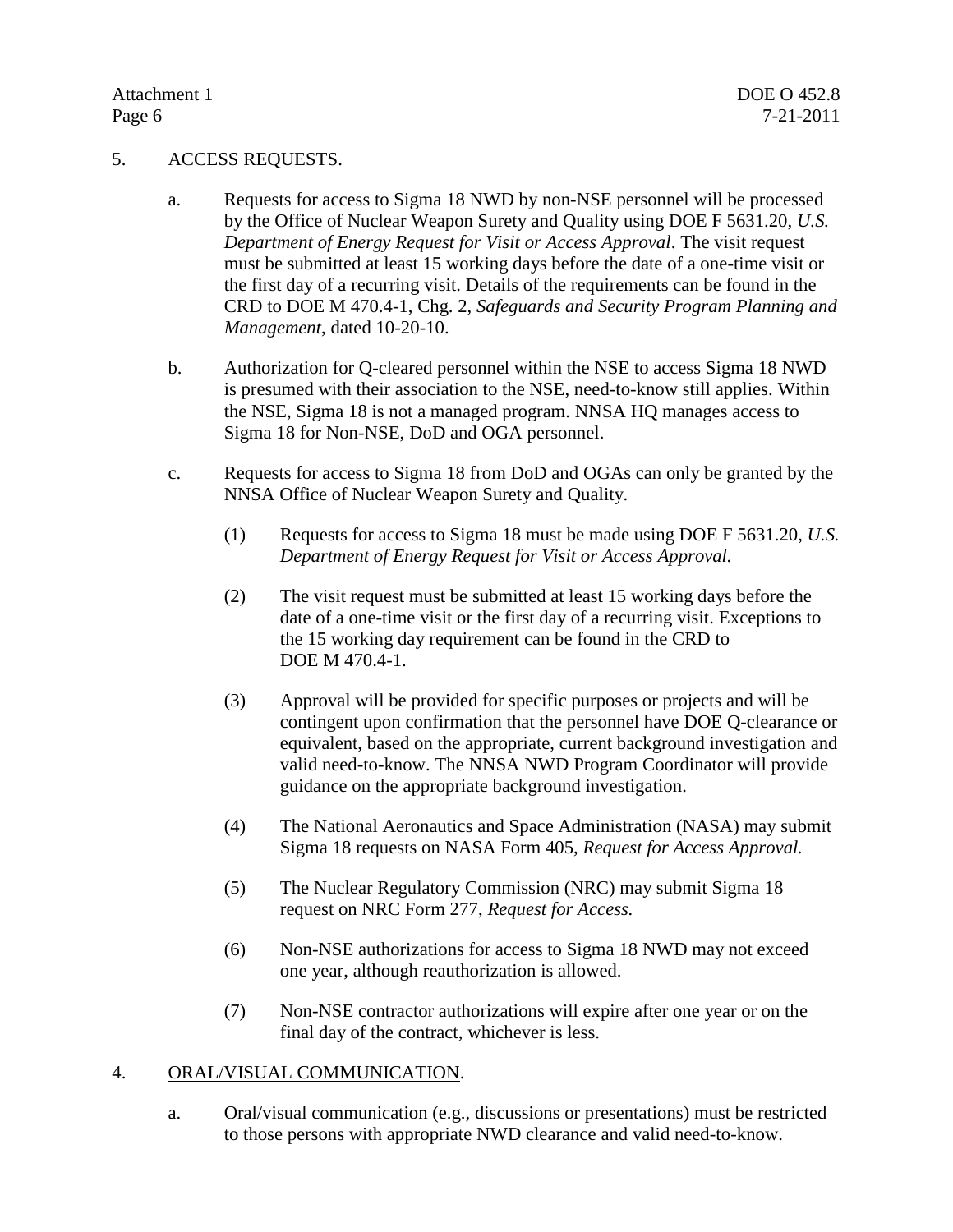5. ACCESS REQUESTS.

   a. Requests for access to Sigma 18 NWD by non-NSE personnel will be processed by the Office of Nuclear Weapon Surety and Quality using DOE F 5631.20, *U.S. Department of Energy Request for Visit or Access Approval*. The visit request must be submitted at least 15 working days before the date of a one-time visit or the first day of a recurring visit. Details of the requirements can be found in the CRD to DOE M 470.4-1, Chg. 2, *Safeguards and Security Program Planning and Management*, dated 10-20-10.

   b. Authorization for Q-cleared personnel within the NSE to access Sigma 18 NWD is presumed with their association to the NSE, need-to-know still applies. Within the NSE, Sigma 18 is not a managed program. NNSA HQ manages access to Sigma 18 for Non-NSE, DoD and OGA personnel.

   c. Requests for access to Sigma 18 from DoD and OGAs can only be granted by the NNSA Office of Nuclear Weapon Surety and Quality.

      (1) Requests for access to Sigma 18 must be made using DOE F 5631.20, *U.S. Department of Energy Request for Visit or Access Approval.*

      (2) The visit request must be submitted at least 15 working days before the date of a one-time visit or the first day of a recurring visit. Exceptions to the 15 working day requirement can be found in the CRD to DOE M 470.4-1.

      (3) Approval will be provided for specific purposes or projects and will be contingent upon confirmation that the personnel have DOE Q-clearance or equivalent, based on the appropriate, current background investigation and valid need-to-know. The NNSA NWD Program Coordinator will provide guidance on the appropriate background investigation.

      (4) The National Aeronautics and Space Administration (NASA) may submit Sigma 18 requests on NASA Form 405, *Request for Access Approval.*

      (5) The Nuclear Regulatory Commission (NRC) may submit Sigma 18 request on NRC Form 277, *Request for Access.*

      (6) Non-NSE authorizations for access to Sigma 18 NWD may not exceed one year, although reauthorization is allowed.

      (7) Non-NSE contractor authorizations will expire after one year or on the final day of the contract, whichever is less.

4. ORAL/VISUAL COMMUNICATION.

   a. Oral/visual communication (e.g., discussions or presentations) must be restricted to those persons with appropriate NWD clearance and valid need-to-know.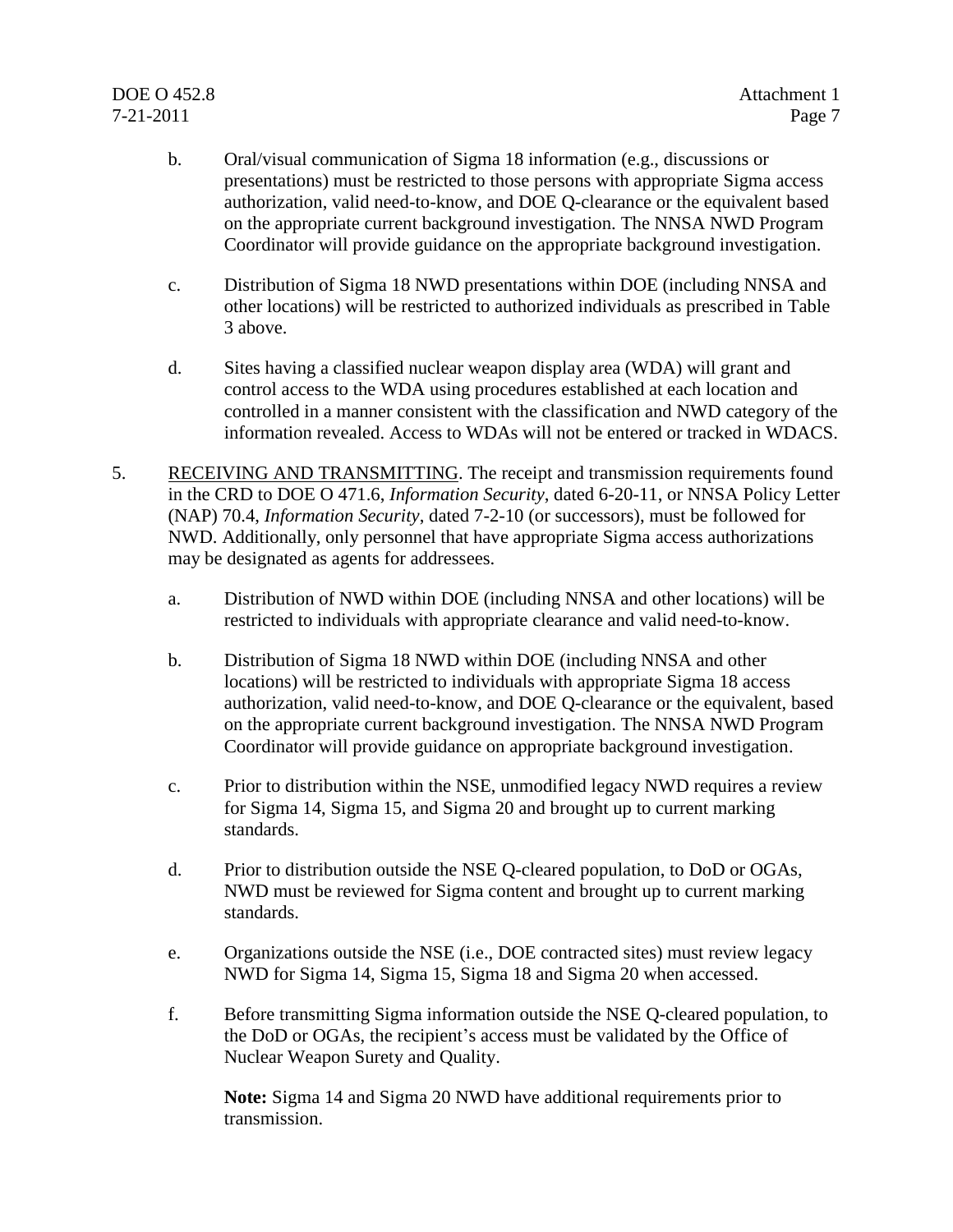b. Oral/visual communication of Sigma 18 information (e.g., discussions or presentations) must be restricted to those persons with appropriate Sigma access authorization, valid need-to-know, and DOE Q-clearance or the equivalent based on the appropriate current background investigation. The NNSA NWD Program Coordinator will provide guidance on the appropriate background investigation.

c. Distribution of Sigma 18 NWD presentations within DOE (including NNSA and other locations) will be restricted to authorized individuals as prescribed in Table 3 above.

d. Sites having a classified nuclear weapon display area (WDA) will grant and control access to the WDA using procedures established at each location and controlled in a manner consistent with the classification and NWD category of the information revealed. Access to WDAs will not be entered or tracked in WDACS.

5. RECEIVING AND TRANSMITTING. The receipt and transmission requirements found in the CRD to DOE O 471.6, *Information Security*, dated 6-20-11, or NNSA Policy Letter (NAP) 70.4, *Information Security*, dated 7-2-10 (or successors), must be followed for NWD. Additionally, only personnel that have appropriate Sigma access authorizations may be designated as agents for addressees.

   a. Distribution of NWD within DOE (including NNSA and other locations) will be restricted to individuals with appropriate clearance and valid need-to-know.

   b. Distribution of Sigma 18 NWD within DOE (including NNSA and other locations) will be restricted to individuals with appropriate Sigma 18 access authorization, valid need-to-know, and DOE Q-clearance or the equivalent, based on the appropriate current background investigation. The NNSA NWD Program Coordinator will provide guidance on appropriate background investigation.

   c. Prior to distribution within the NSE, unmodified legacy NWD requires a review for Sigma 14, Sigma 15, and Sigma 20 and brought up to current marking standards.

   d. Prior to distribution outside the NSE Q-cleared population, to DoD or OGAs, NWD must be reviewed for Sigma content and brought up to current marking standards.

   e. Organizations outside the NSE (i.e., DOE contracted sites) must review legacy NWD for Sigma 14, Sigma 15, Sigma 18 and Sigma 20 when accessed.

   f. Before transmitting Sigma information outside the NSE Q-cleared population, to the DoD or OGAs, the recipient's access must be validated by the Office of Nuclear Weapon Surety and Quality.

      **Note:** Sigma 14 and Sigma 20 NWD have additional requirements prior to transmission.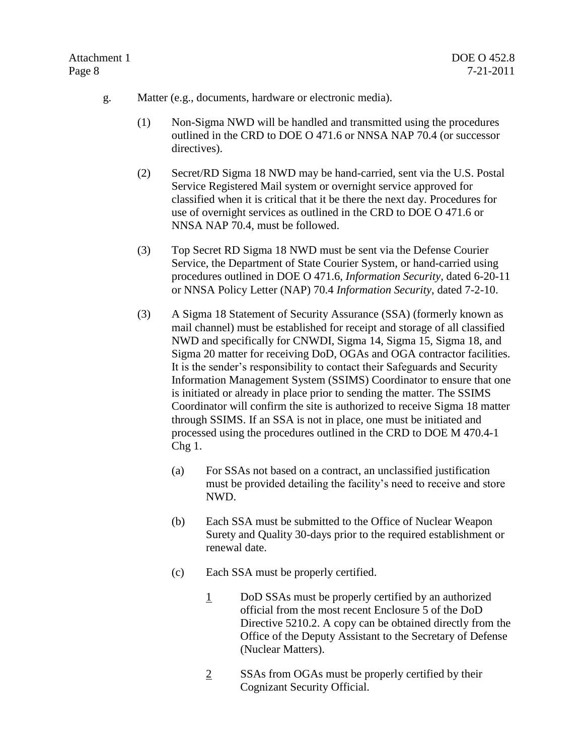g. Matter (e.g., documents, hardware or electronic media).

(1) Non-Sigma NWD will be handled and transmitted using the procedures outlined in the CRD to DOE O 471.6 or NNSA NAP 70.4 (or successor directives).

(2) Secret/RD Sigma 18 NWD may be hand-carried, sent via the U.S. Postal Service Registered Mail system or overnight service approved for classified when it is critical that it be there the next day. Procedures for use of overnight services as outlined in the CRD to DOE O 471.6 or NNSA NAP 70.4, must be followed.

(3) Top Secret RD Sigma 18 NWD must be sent via the Defense Courier Service, the Department of State Courier System, or hand-carried using procedures outlined in DOE O 471.6, *Information Security*, dated 6-20-11 or NNSA Policy Letter (NAP) 70.4 *Information Security*, dated 7-2-10.

(3) A Sigma 18 Statement of Security Assurance (SSA) (formerly known as mail channel) must be established for receipt and storage of all classified NWD and specifically for CNWDI, Sigma 14, Sigma 15, Sigma 18, and Sigma 20 matter for receiving DoD, OGAs and OGA contractor facilities. It is the sender's responsibility to contact their Safeguards and Security Information Management System (SSIMS) Coordinator to ensure that one is initiated or already in place prior to sending the matter. The SSIMS Coordinator will confirm the site is authorized to receive Sigma 18 matter through SSIMS. If an SSA is not in place, one must be initiated and processed using the procedures outlined in the CRD to DOE M 470.4-1 Chg 1.

(a) For SSAs not based on a contract, an unclassified justification must be provided detailing the facility's need to receive and store NWD.

(b) Each SSA must be submitted to the Office of Nuclear Weapon Surety and Quality 30-days prior to the required establishment or renewal date.

(c) Each SSA must be properly certified.

1 DoD SSAs must be properly certified by an authorized official from the most recent Enclosure 5 of the DoD Directive 5210.2. A copy can be obtained directly from the Office of the Deputy Assistant to the Secretary of Defense (Nuclear Matters).

2 SSAs from OGAs must be properly certified by their Cognizant Security Official.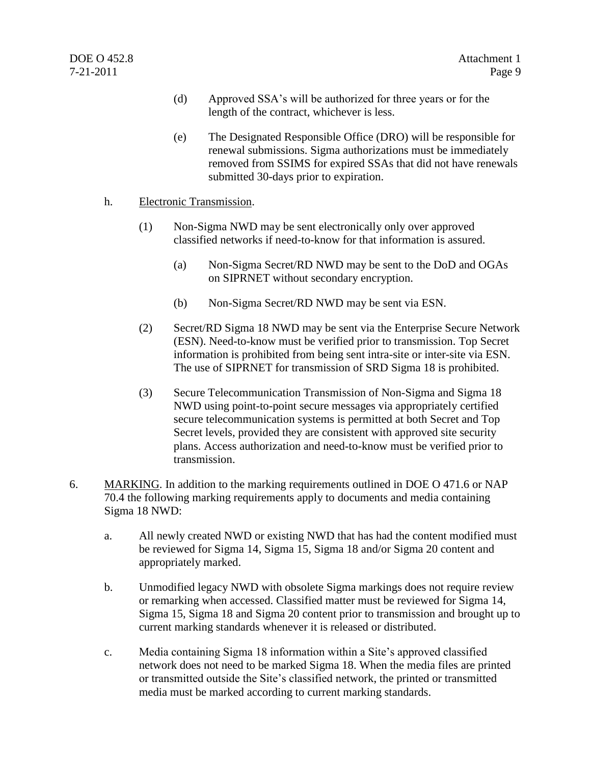(d) Approved SSA's will be authorized for three years or for the length of the contract, whichever is less.

(e) The Designated Responsible Office (DRO) will be responsible for renewal submissions. Sigma authorizations must be immediately removed from SSIMS for expired SSAs that did not have renewals submitted 30-days prior to expiration.

h. Electronic Transmission.

(1) Non-Sigma NWD may be sent electronically only over approved classified networks if need-to-know for that information is assured.

(a) Non-Sigma Secret/RD NWD may be sent to the DoD and OGAs on SIPRNET without secondary encryption.

(b) Non-Sigma Secret/RD NWD may be sent via ESN.

(2) Secret/RD Sigma 18 NWD may be sent via the Enterprise Secure Network (ESN). Need-to-know must be verified prior to transmission. Top Secret information is prohibited from being sent intra-site or inter-site via ESN. The use of SIPRNET for transmission of SRD Sigma 18 is prohibited.

(3) Secure Telecommunication Transmission of Non-Sigma and Sigma 18 NWD using point-to-point secure messages via appropriately certified secure telecommunication systems is permitted at both Secret and Top Secret levels, provided they are consistent with approved site security plans. Access authorization and need-to-know must be verified prior to transmission.

6. MARKING. In addition to the marking requirements outlined in DOE O 471.6 or NAP 70.4 the following marking requirements apply to documents and media containing Sigma 18 NWD:

a. All newly created NWD or existing NWD that has had the content modified must be reviewed for Sigma 14, Sigma 15, Sigma 18 and/or Sigma 20 content and appropriately marked.

b. Unmodified legacy NWD with obsolete Sigma markings does not require review or remarking when accessed. Classified matter must be reviewed for Sigma 14, Sigma 15, Sigma 18 and Sigma 20 content prior to transmission and brought up to current marking standards whenever it is released or distributed.

c. Media containing Sigma 18 information within a Site's approved classified network does not need to be marked Sigma 18. When the media files are printed or transmitted outside the Site's classified network, the printed or transmitted media must be marked according to current marking standards.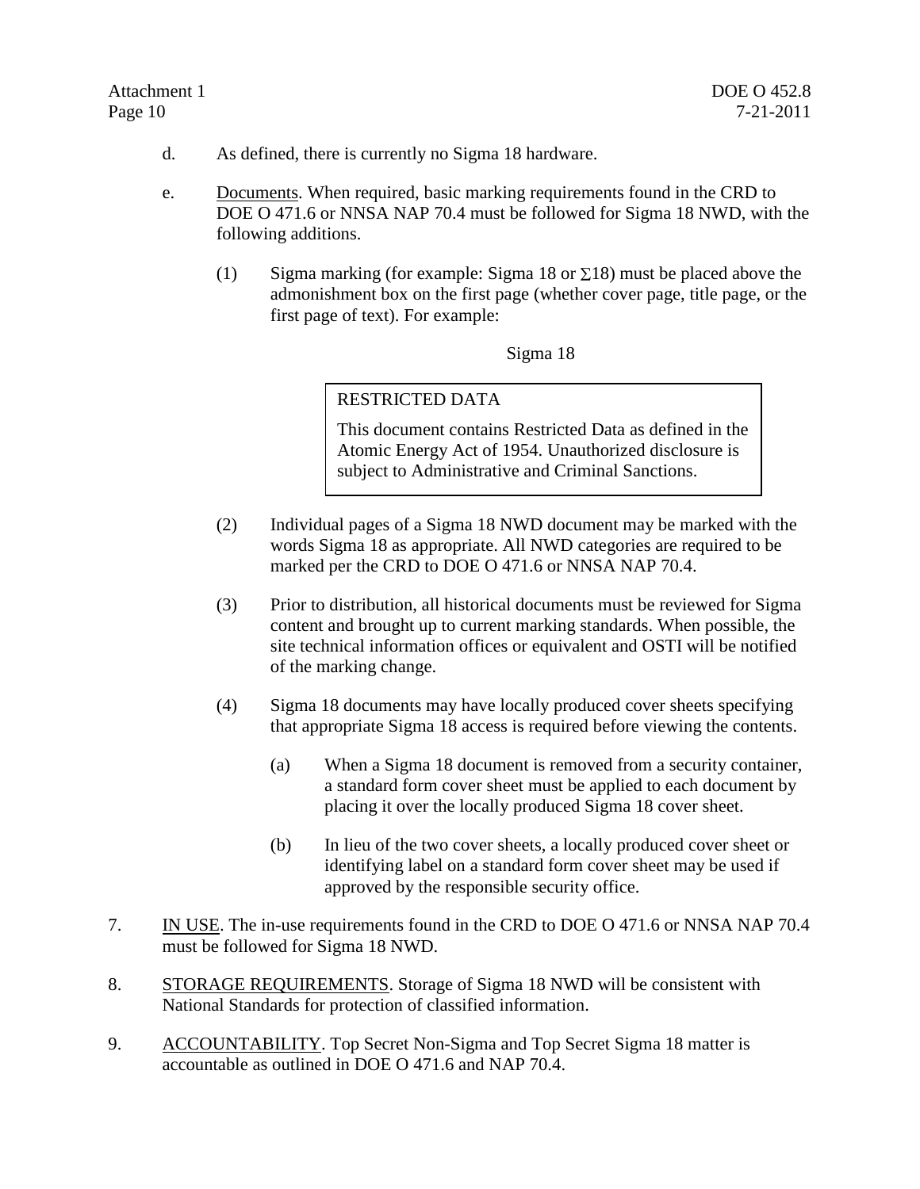d. As defined, there is currently no Sigma 18 hardware.

e. Documents. When required, basic marking requirements found in the CRD to DOE O 471.6 or NNSA NAP 70.4 must be followed for Sigma 18 NWD, with the following additions.

   (1) Sigma marking (for example: Sigma 18 or ∑18) must be placed above the admonishment box on the first page (whether cover page, title page, or the first page of text). For example:

   Sigma 18

   > RESTRICTED DATA
   >
   > This document contains Restricted Data as defined in the Atomic Energy Act of 1954. Unauthorized disclosure is subject to Administrative and Criminal Sanctions.

   (2) Individual pages of a Sigma 18 NWD document may be marked with the words Sigma 18 as appropriate. All NWD categories are required to be marked per the CRD to DOE O 471.6 or NNSA NAP 70.4.

   (3) Prior to distribution, all historical documents must be reviewed for Sigma content and brought up to current marking standards. When possible, the site technical information offices or equivalent and OSTI will be notified of the marking change.

   (4) Sigma 18 documents may have locally produced cover sheets specifying that appropriate Sigma 18 access is required before viewing the contents.

      (a) When a Sigma 18 document is removed from a security container, a standard form cover sheet must be applied to each document by placing it over the locally produced Sigma 18 cover sheet.

      (b) In lieu of the two cover sheets, a locally produced cover sheet or identifying label on a standard form cover sheet may be used if approved by the responsible security office.

7. IN USE. The in-use requirements found in the CRD to DOE O 471.6 or NNSA NAP 70.4 must be followed for Sigma 18 NWD.

8. STORAGE REQUIREMENTS. Storage of Sigma 18 NWD will be consistent with National Standards for protection of classified information.

9. ACCOUNTABILITY. Top Secret Non-Sigma and Top Secret Sigma 18 matter is accountable as outlined in DOE O 471.6 and NAP 70.4.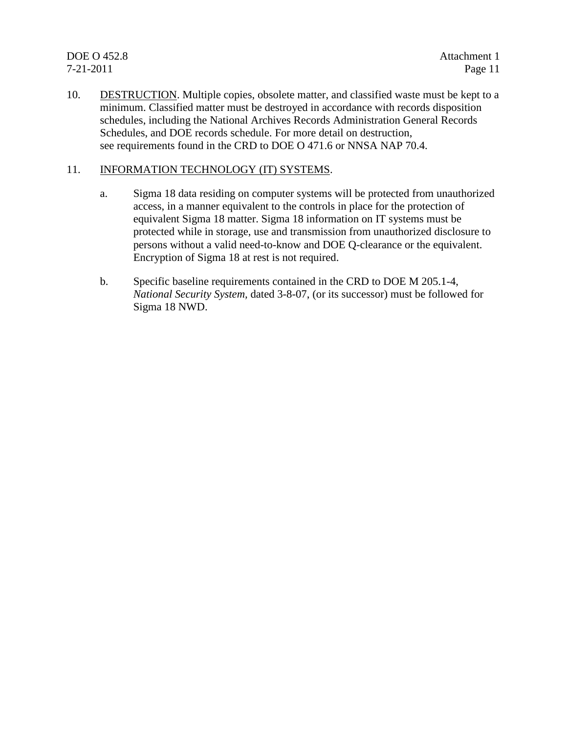10. <u>DESTRUCTION</u>. Multiple copies, obsolete matter, and classified waste must be kept to a minimum. Classified matter must be destroyed in accordance with records disposition schedules, including the National Archives Records Administration General Records Schedules, and DOE records schedule. For more detail on destruction, see requirements found in the CRD to DOE O 471.6 or NNSA NAP 70.4.

11. <u>INFORMATION TECHNOLOGY (IT) SYSTEMS</u>.

    a. Sigma 18 data residing on computer systems will be protected from unauthorized access, in a manner equivalent to the controls in place for the protection of equivalent Sigma 18 matter. Sigma 18 information on IT systems must be protected while in storage, use and transmission from unauthorized disclosure to persons without a valid need-to-know and DOE Q-clearance or the equivalent. Encryption of Sigma 18 at rest is not required.

    b. Specific baseline requirements contained in the CRD to DOE M 205.1-4, *National Security System*, dated 3-8-07, (or its successor) must be followed for Sigma 18 NWD.